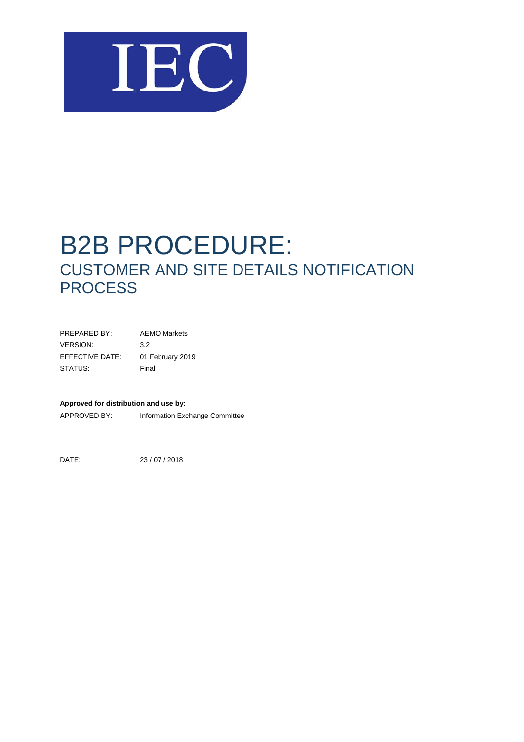IEC

# B2B PROCEDURE:
## CUSTOMER AND SITE DETAILS NOTIFICATION PROCESS

| | |
|---|---|
| PREPARED BY: | AEMO Markets |
| VERSION: | 3.2 |
| EFFECTIVE DATE: | 01 February 2019 |
| STATUS: | Final |

**Approved for distribution and use by:**

APPROVED BY: Information Exchange Committee

DATE: 23 / 07 / 2018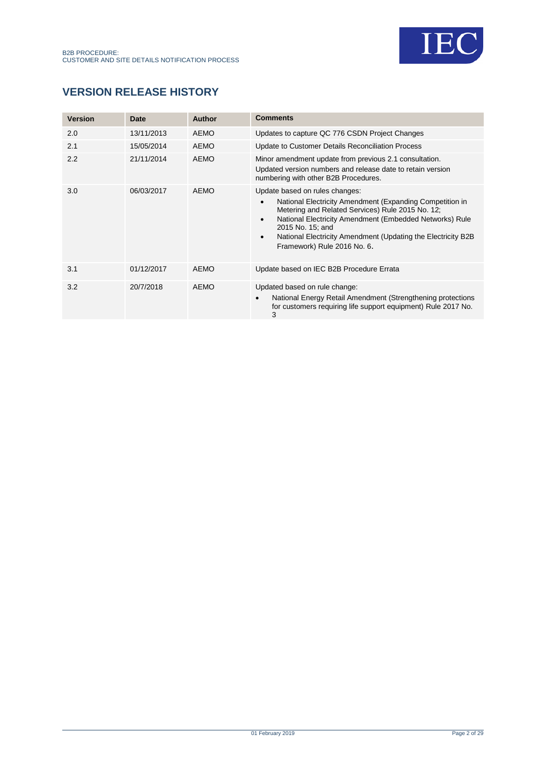## VERSION RELEASE HISTORY

| Version | Date | Author | Comments |
|---|---|---|---|
| 2.0 | 13/11/2013 | AEMO | Updates to capture QC 776 CSDN Project Changes |
| 2.1 | 15/05/2014 | AEMO | Update to Customer Details Reconciliation Process |
| 2.2 | 21/11/2014 | AEMO | Minor amendment update from previous 2.1 consultation. Updated version numbers and release date to retain version numbering with other B2B Procedures. |
| 3.0 | 06/03/2017 | AEMO | Update based on rules changes: <br>• National Electricity Amendment (Expanding Competition in Metering and Related Services) Rule 2015 No. 12; <br>• National Electricity Amendment (Embedded Networks) Rule 2015 No. 15; and <br>• National Electricity Amendment (Updating the Electricity B2B Framework) Rule 2016 No. 6. |
| 3.1 | 01/12/2017 | AEMO | Update based on IEC B2B Procedure Errata |
| 3.2 | 20/7/2018 | AEMO | Updated based on rule change: <br>• National Energy Retail Amendment (Strengthening protections for customers requiring life support equipment) Rule 2017 No. 3 |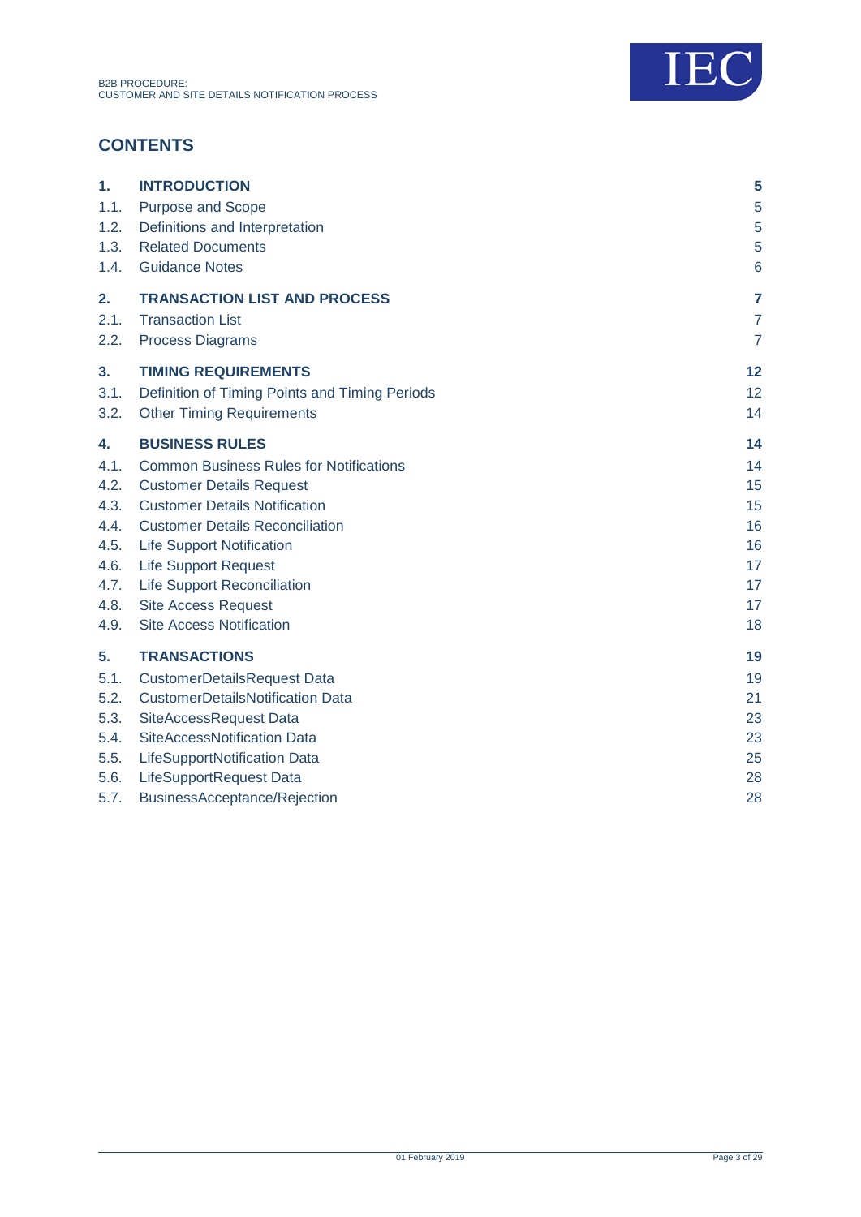## CONTENTS

| | | |
|---|---|---|
| **1.** | **INTRODUCTION** | **5** |
| 1.1. | Purpose and Scope | 5 |
| 1.2. | Definitions and Interpretation | 5 |
| 1.3. | Related Documents | 5 |
| 1.4. | Guidance Notes | 6 |
| **2.** | **TRANSACTION LIST AND PROCESS** | **7** |
| 2.1. | Transaction List | 7 |
| 2.2. | Process Diagrams | 7 |
| **3.** | **TIMING REQUIREMENTS** | **12** |
| 3.1. | Definition of Timing Points and Timing Periods | 12 |
| 3.2. | Other Timing Requirements | 14 |
| **4.** | **BUSINESS RULES** | **14** |
| 4.1. | Common Business Rules for Notifications | 14 |
| 4.2. | Customer Details Request | 15 |
| 4.3. | Customer Details Notification | 15 |
| 4.4. | Customer Details Reconciliation | 16 |
| 4.5. | Life Support Notification | 16 |
| 4.6. | Life Support Request | 17 |
| 4.7. | Life Support Reconciliation | 17 |
| 4.8. | Site Access Request | 17 |
| 4.9. | Site Access Notification | 18 |
| **5.** | **TRANSACTIONS** | **19** |
| 5.1. | CustomerDetailsRequest Data | 19 |
| 5.2. | CustomerDetailsNotification Data | 21 |
| 5.3. | SiteAccessRequest Data | 23 |
| 5.4. | SiteAccessNotification Data | 23 |
| 5.5. | LifeSupportNotification Data | 25 |
| 5.6. | LifeSupportRequest Data | 28 |
| 5.7. | BusinessAcceptance/Rejection | 28 |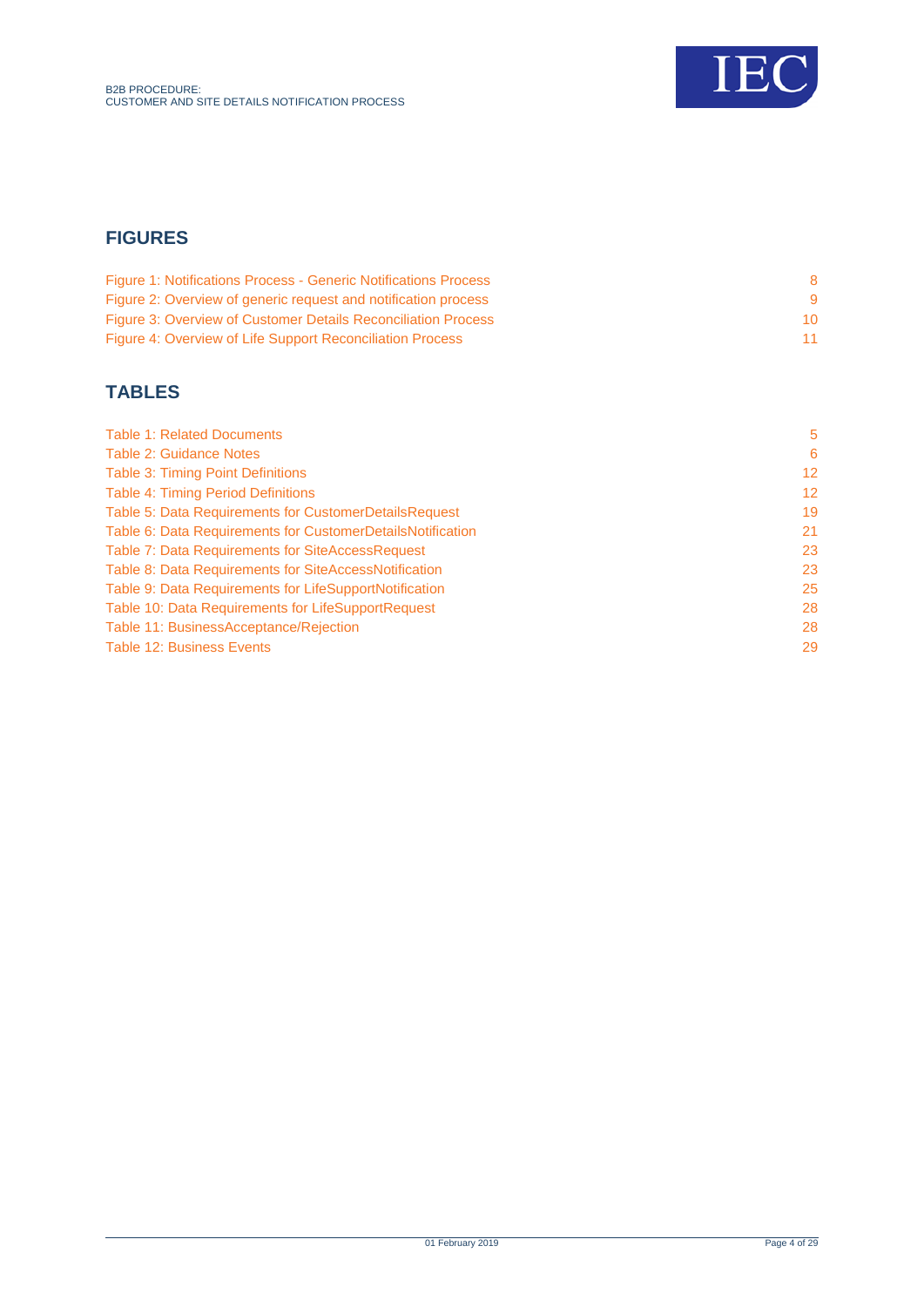## FIGURES

| | |
|---|---|
| Figure 1: Notifications Process - Generic Notifications Process | 8 |
| Figure 2: Overview of generic request and notification process | 9 |
| Figure 3: Overview of Customer Details Reconciliation Process | 10 |
| Figure 4: Overview of Life Support Reconciliation Process | 11 |

## TABLES

| | |
|---|---|
| Table 1: Related Documents | 5 |
| Table 2: Guidance Notes | 6 |
| Table 3: Timing Point Definitions | 12 |
| Table 4: Timing Period Definitions | 12 |
| Table 5: Data Requirements for CustomerDetailsRequest | 19 |
| Table 6: Data Requirements for CustomerDetailsNotification | 21 |
| Table 7: Data Requirements for SiteAccessRequest | 23 |
| Table 8: Data Requirements for SiteAccessNotification | 23 |
| Table 9: Data Requirements for LifeSupportNotification | 25 |
| Table 10: Data Requirements for LifeSupportRequest | 28 |
| Table 11: BusinessAcceptance/Rejection | 28 |
| Table 12: Business Events | 29 |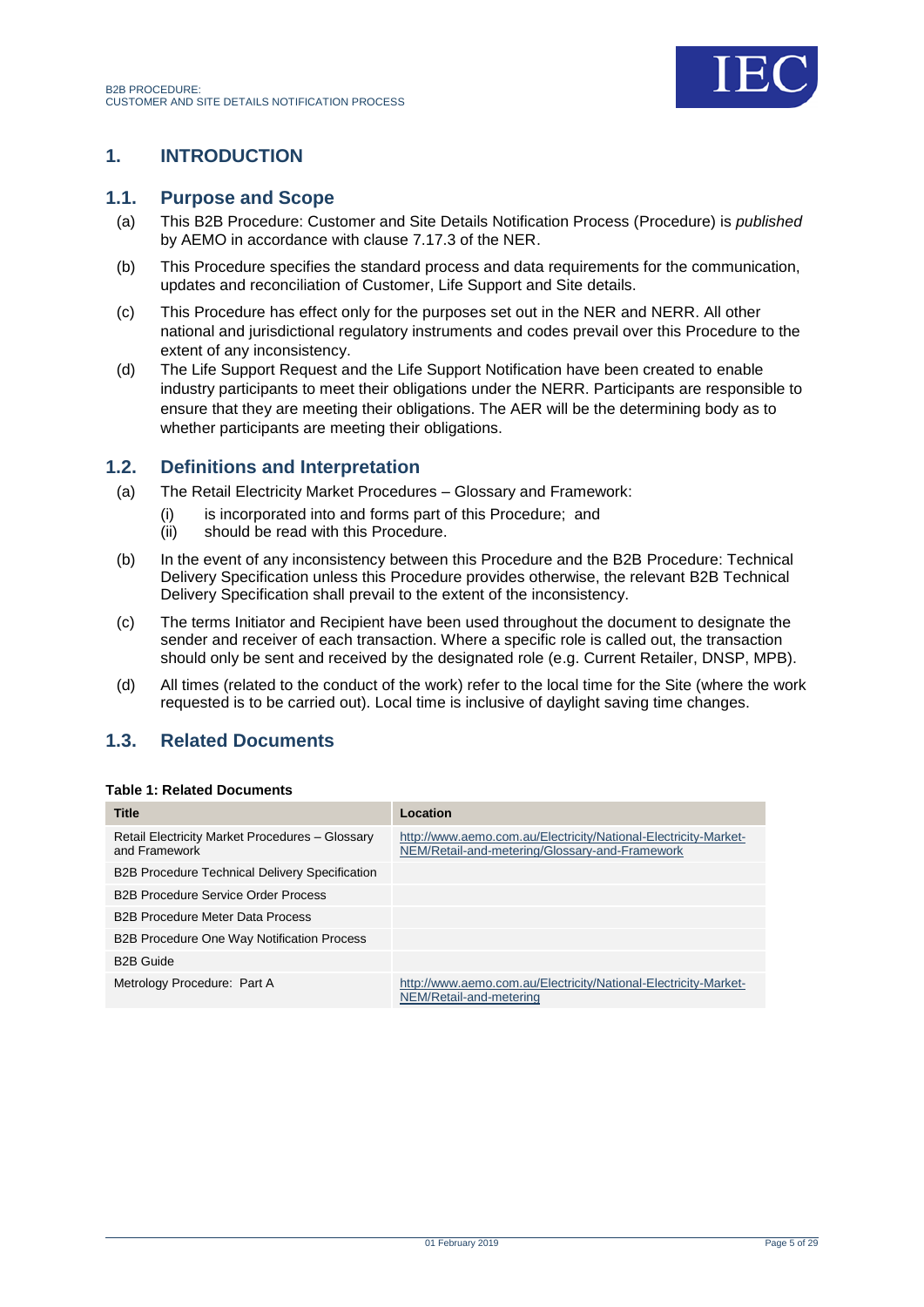# 1. INTRODUCTION

## 1.1. Purpose and Scope

(a) This B2B Procedure: Customer and Site Details Notification Process (Procedure) is *published* by AEMO in accordance with clause 7.17.3 of the NER.

(b) This Procedure specifies the standard process and data requirements for the communication, updates and reconciliation of Customer, Life Support and Site details.

(c) This Procedure has effect only for the purposes set out in the NER and NERR. All other national and jurisdictional regulatory instruments and codes prevail over this Procedure to the extent of any inconsistency.

(d) The Life Support Request and the Life Support Notification have been created to enable industry participants to meet their obligations under the NERR. Participants are responsible to ensure that they are meeting their obligations. The AER will be the determining body as to whether participants are meeting their obligations.

## 1.2. Definitions and Interpretation

(a) The Retail Electricity Market Procedures – Glossary and Framework:

   (i) is incorporated into and forms part of this Procedure; and

   (ii) should be read with this Procedure.

(b) In the event of any inconsistency between this Procedure and the B2B Procedure: Technical Delivery Specification unless this Procedure provides otherwise, the relevant B2B Technical Delivery Specification shall prevail to the extent of the inconsistency.

(c) The terms Initiator and Recipient have been used throughout the document to designate the sender and receiver of each transaction. Where a specific role is called out, the transaction should only be sent and received by the designated role (e.g. Current Retailer, DNSP, MPB).

(d) All times (related to the conduct of the work) refer to the local time for the Site (where the work requested is to be carried out). Local time is inclusive of daylight saving time changes.

## 1.3. Related Documents

**Table 1: Related Documents**

| Title | Location |
|---|---|
| Retail Electricity Market Procedures – Glossary and Framework | http://www.aemo.com.au/Electricity/National-Electricity-Market-NEM/Retail-and-metering/Glossary-and-Framework |
| B2B Procedure Technical Delivery Specification | |
| B2B Procedure Service Order Process | |
| B2B Procedure Meter Data Process | |
| B2B Procedure One Way Notification Process | |
| B2B Guide | |
| Metrology Procedure: Part A | http://www.aemo.com.au/Electricity/National-Electricity-Market-NEM/Retail-and-metering |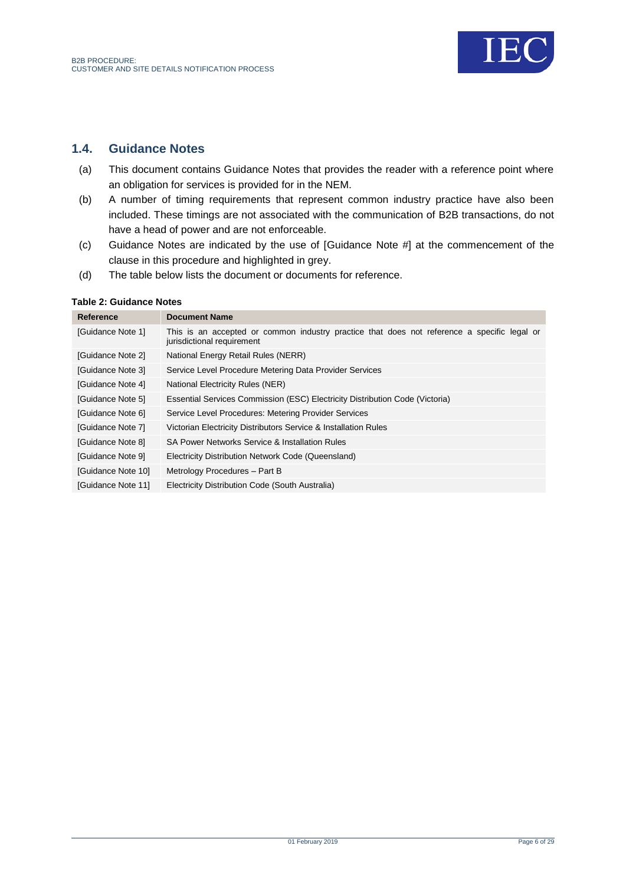## 1.4. Guidance Notes

(a) This document contains Guidance Notes that provides the reader with a reference point where an obligation for services is provided for in the NEM.

(b) A number of timing requirements that represent common industry practice have also been included. These timings are not associated with the communication of B2B transactions, do not have a head of power and are not enforceable.

(c) Guidance Notes are indicated by the use of [Guidance Note #] at the commencement of the clause in this procedure and highlighted in grey.

(d) The table below lists the document or documents for reference.

**Table 2: Guidance Notes**

| Reference | Document Name |
|---|---|
| [Guidance Note 1] | This is an accepted or common industry practice that does not reference a specific legal or jurisdictional requirement |
| [Guidance Note 2] | National Energy Retail Rules (NERR) |
| [Guidance Note 3] | Service Level Procedure Metering Data Provider Services |
| [Guidance Note 4] | National Electricity Rules (NER) |
| [Guidance Note 5] | Essential Services Commission (ESC) Electricity Distribution Code (Victoria) |
| [Guidance Note 6] | Service Level Procedures: Metering Provider Services |
| [Guidance Note 7] | Victorian Electricity Distributors Service & Installation Rules |
| [Guidance Note 8] | SA Power Networks Service & Installation Rules |
| [Guidance Note 9] | Electricity Distribution Network Code (Queensland) |
| [Guidance Note 10] | Metrology Procedures – Part B |
| [Guidance Note 11] | Electricity Distribution Code (South Australia) |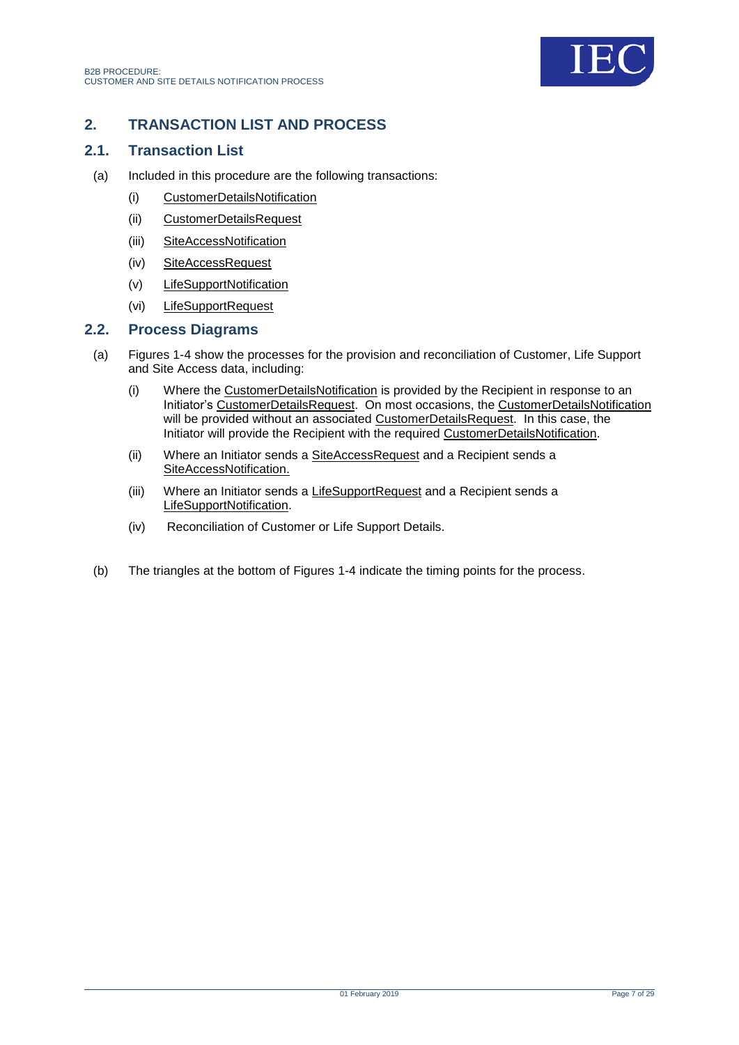## 2. TRANSACTION LIST AND PROCESS

### 2.1. Transaction List

(a) Included in this procedure are the following transactions:

(i) CustomerDetailsNotification

(ii) CustomerDetailsRequest

(iii) SiteAccessNotification

(iv) SiteAccessRequest

(v) LifeSupportNotification

(vi) LifeSupportRequest

### 2.2. Process Diagrams

(a) Figures 1-4 show the processes for the provision and reconciliation of Customer, Life Support and Site Access data, including:

(i) Where the CustomerDetailsNotification is provided by the Recipient in response to an Initiator's CustomerDetailsRequest. On most occasions, the CustomerDetailsNotification will be provided without an associated CustomerDetailsRequest. In this case, the Initiator will provide the Recipient with the required CustomerDetailsNotification.

(ii) Where an Initiator sends a SiteAccessRequest and a Recipient sends a SiteAccessNotification.

(iii) Where an Initiator sends a LifeSupportRequest and a Recipient sends a LifeSupportNotification.

(iv) Reconciliation of Customer or Life Support Details.

(b) The triangles at the bottom of Figures 1-4 indicate the timing points for the process.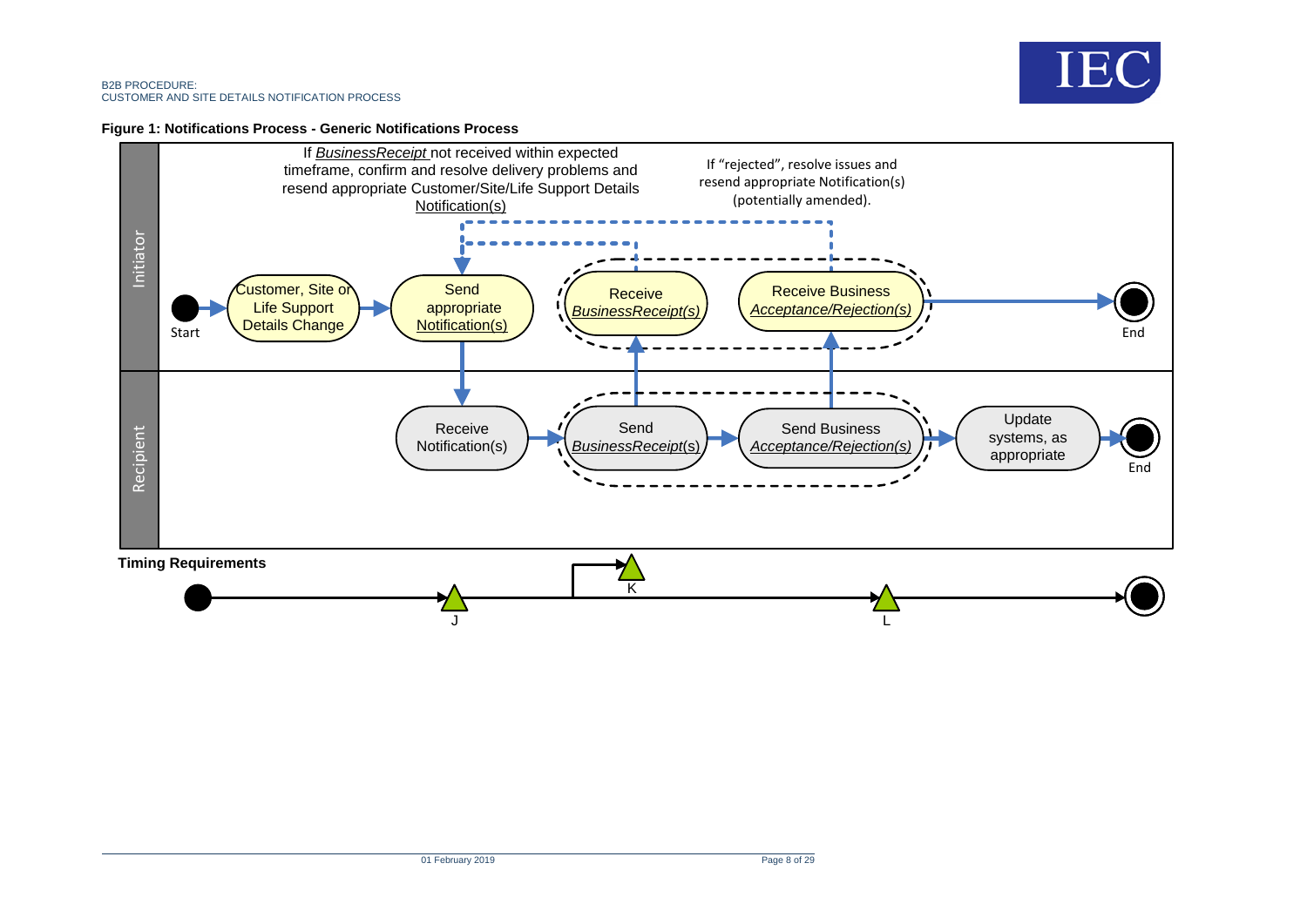**Figure 1: Notifications Process - Generic Notifications Process**

If *BusinessReceipt* not received within expected timeframe, confirm and resolve delivery problems and resend appropriate Customer/Site/Life Support Details Notification(s)

If "rejected", resolve issues and resend appropriate Notification(s) (potentially amended).

Initiator

Start

Customer, Site or Life Support Details Change

Send appropriate Notification(s)

Receive *BusinessReceipt(s)*

Receive Business *Acceptance/Rejection(s)*

End

Recipient

Receive Notification(s)

Send *BusinessReceipt(s)*

Send Business *Acceptance/Rejection(s)*

Update systems, as appropriate

End

**Timing Requirements**

J

K

L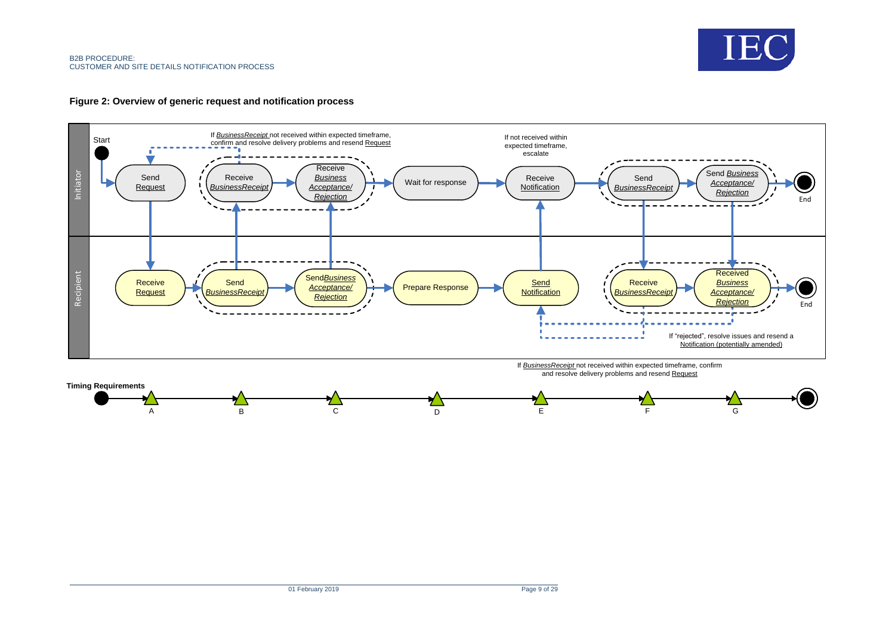**Figure 2: Overview of generic request and notification process**

Initiator

Start

Send Request

If *BusinessReceipt* not received within expected timeframe, confirm and resolve delivery problems and resend Request

Receive *BusinessReceipt*

Receive *Business Acceptance/ Rejection*

Wait for response

If not received within expected timeframe, escalate

Receive Notification

Send *BusinessReceipt*

Send *Business Acceptance/ Rejection*

End

Recipient

Receive Request

Send *BusinessReceipt*

Send *Business Acceptance/ Rejection*

Prepare Response

Send Notification

Receive *BusinessReceipt*

Received *Business Acceptance/ Rejection*

End

If "rejected", resolve issues and resend a Notification (potentially amended)

If *BusinessReceipt* not received within expected timeframe, confirm and resolve delivery problems and resend Request

**Timing Requirements**

A B C D E F G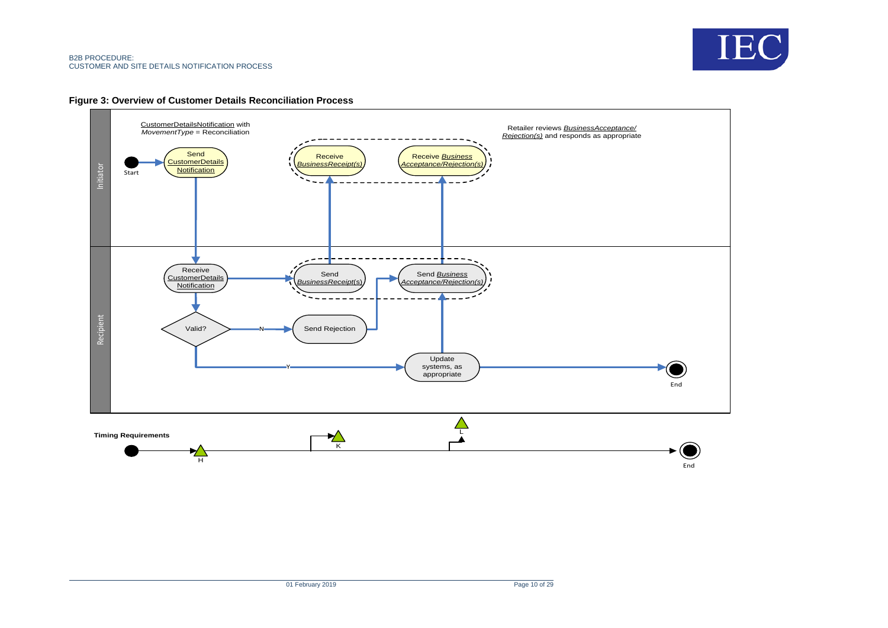**Figure 3: Overview of Customer Details Reconciliation Process**

Initiator

CustomerDetailsNotification with *MovementType* = Reconciliation

Start

Send CustomerDetails Notification

Receive *BusinessReceipt(s)*

Receive *Business Acceptance/Rejection(s)*

Retailer reviews *BusinessAcceptance/ Rejection(s)* and responds as appropriate

Recipient

Receive CustomerDetails Notification

Send *BusinessReceipt(s)*

Send *Business Acceptance/Rejection(s)*

Valid?

N

Send Rejection

Y

Update systems, as appropriate

End

**Timing Requirements**

H

K

L

End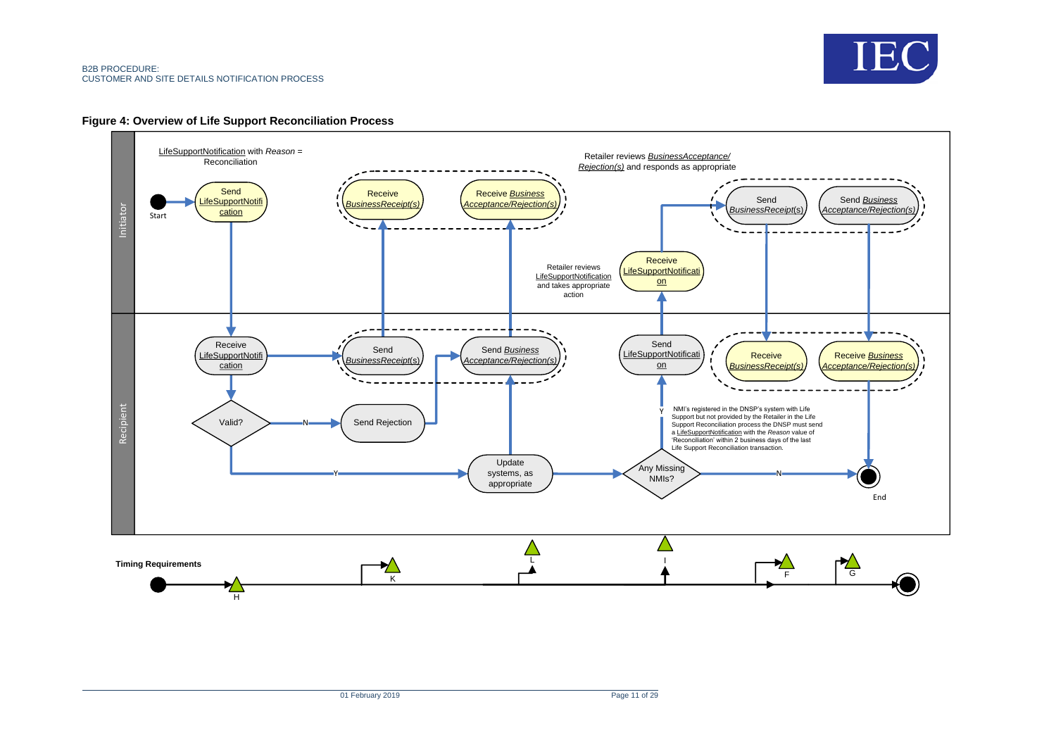**Figure 4: Overview of Life Support Reconciliation Process**

LifeSupportNotification with *Reason* = Reconciliation

Retailer reviews *BusinessAcceptance/ Rejection(s)* and responds as appropriate

Retailer reviews LifeSupportNotification and takes appropriate action

NMI's registered in the DNSP's system with Life Support but not provided by the Retailer in the Life Support Reconciliation process the DNSP must send a LifeSupportNotification with the *Reason* value of 'Reconciliation' within 2 business days of the last Life Support Reconciliation transaction.

**Timing Requirements**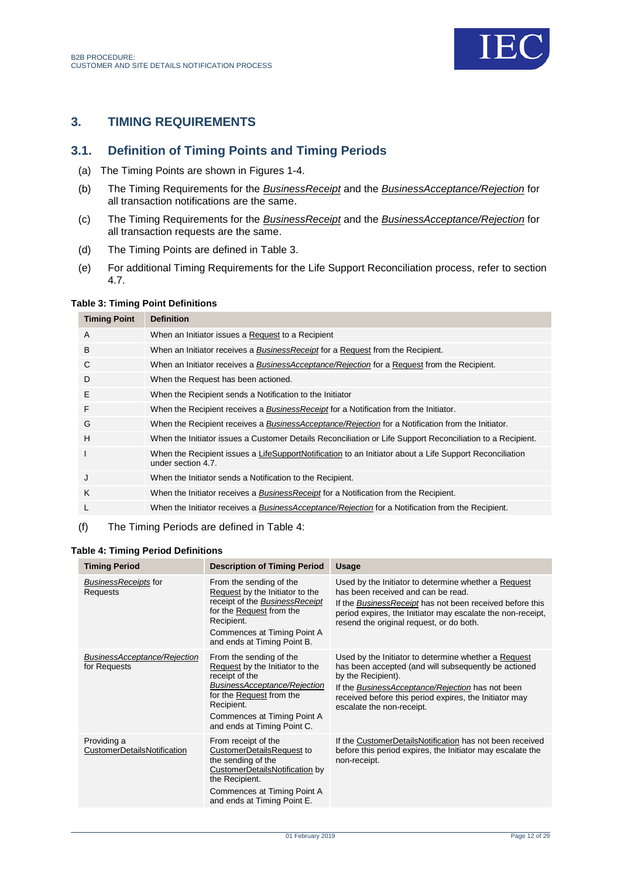## 3. TIMING REQUIREMENTS

### 3.1. Definition of Timing Points and Timing Periods

(a) The Timing Points are shown in Figures 1-4.

(b) The Timing Requirements for the *BusinessReceipt* and the *BusinessAcceptance/Rejection* for all transaction notifications are the same.

(c) The Timing Requirements for the *BusinessReceipt* and the *BusinessAcceptance/Rejection* for all transaction requests are the same.

(d) The Timing Points are defined in Table 3.

(e) For additional Timing Requirements for the Life Support Reconciliation process, refer to section 4.7.

**Table 3: Timing Point Definitions**

| Timing Point | Definition |
|---|---|
| A | When an Initiator issues a Request to a Recipient |
| B | When an Initiator receives a *BusinessReceipt* for a Request from the Recipient. |
| C | When an Initiator receives a *BusinessAcceptance/Rejection* for a Request from the Recipient. |
| D | When the Request has been actioned. |
| E | When the Recipient sends a Notification to the Initiator |
| F | When the Recipient receives a *BusinessReceipt* for a Notification from the Initiator. |
| G | When the Recipient receives a *BusinessAcceptance/Rejection* for a Notification from the Initiator. |
| H | When the Initiator issues a Customer Details Reconciliation or Life Support Reconciliation to a Recipient. |
| I | When the Recipient issues a LifeSupportNotification to an Initiator about a Life Support Reconciliation under section 4.7. |
| J | When the Initiator sends a Notification to the Recipient. |
| K | When the Initiator receives a *BusinessReceipt* for a Notification from the Recipient. |
| L | When the Initiator receives a *BusinessAcceptance/Rejection* for a Notification from the Recipient. |

(f) The Timing Periods are defined in Table 4:

**Table 4: Timing Period Definitions**

| Timing Period | Description of Timing Period | Usage |
|---|---|---|
| *BusinessReceipts* for Requests | From the sending of the Request by the Initiator to the receipt of the *BusinessReceipt* for the Request from the Recipient.<br>Commences at Timing Point A and ends at Timing Point B. | Used by the Initiator to determine whether a Request has been received and can be read.<br>If the *BusinessReceipt* has not been received before this period expires, the Initiator may escalate the non-receipt, resend the original request, or do both. |
| *BusinessAcceptance/Rejection* for Requests | From the sending of the Request by the Initiator to the receipt of the *BusinessAcceptance/Rejection* for the Request from the Recipient.<br>Commences at Timing Point A and ends at Timing Point C. | Used by the Initiator to determine whether a Request has been accepted (and will subsequently be actioned by the Recipient).<br>If the *BusinessAcceptance/Rejection* has not been received before this period expires, the Initiator may escalate the non-receipt. |
| Providing a CustomerDetailsNotification | From receipt of the CustomerDetailsRequest to the sending of the CustomerDetailsNotification by the Recipient.<br>Commences at Timing Point A and ends at Timing Point E. | If the CustomerDetailsNotification has not been received before this period expires, the Initiator may escalate the non-receipt. |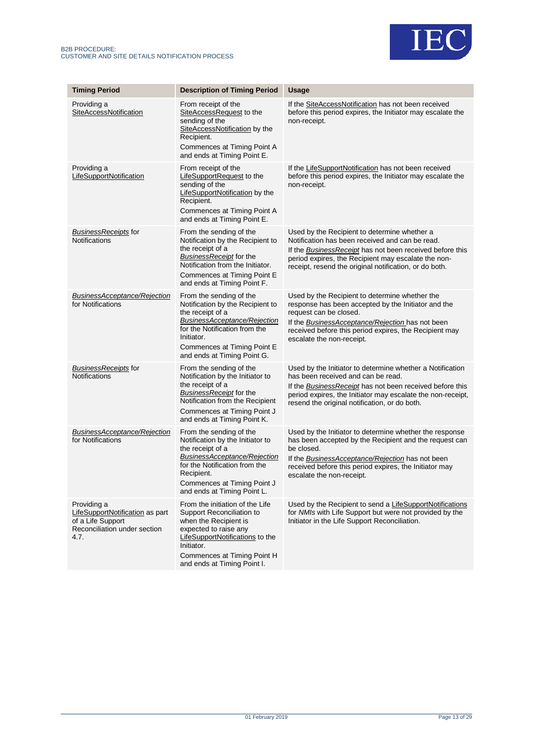| Timing Period | Description of Timing Period | Usage |
| --- | --- | --- |
| Providing a SiteAccessNotification | From receipt of the SiteAccessRequest to the sending of the SiteAccessNotification by the Recipient.<br>Commences at Timing Point A and ends at Timing Point E. | If the SiteAccessNotification has not been received before this period expires, the Initiator may escalate the non-receipt. |
| Providing a LifeSupportNotification | From receipt of the LifeSupportRequest to the sending of the LifeSupportNotification by the Recipient.<br>Commences at Timing Point A and ends at Timing Point E. | If the LifeSupportNotification has not been received before this period expires, the Initiator may escalate the non-receipt. |
| *BusinessReceipts* for Notifications | From the sending of the Notification by the Recipient to the receipt of a *BusinessReceipt* for the Notification from the Initiator.<br>Commences at Timing Point E and ends at Timing Point F. | Used by the Recipient to determine whether a Notification has been received and can be read.<br>If the *BusinessReceipt* has not been received before this period expires, the Recipient may escalate the non-receipt, resend the original notification, or do both. |
| *BusinessAcceptance/Rejection* for Notifications | From the sending of the Notification by the Recipient to the receipt of a *BusinessAcceptance/Rejection* for the Notification from the Initiator.<br>Commences at Timing Point E and ends at Timing Point G. | Used by the Recipient to determine whether the response has been accepted by the Initiator and the request can be closed.<br>If the *BusinessAcceptance/Rejection* has not been received before this period expires, the Recipient may escalate the non-receipt. |
| *BusinessReceipts* for Notifications | From the sending of the Notification by the Initiator to the receipt of a *BusinessReceipt* for the Notification from the Recipient<br>Commences at Timing Point J and ends at Timing Point K. | Used by the Initiator to determine whether a Notification has been received and can be read.<br>If the *BusinessReceipt* has not been received before this period expires, the Initiator may escalate the non-receipt, resend the original notification, or do both. |
| *BusinessAcceptance/Rejection* for Notifications | From the sending of the Notification by the Initiator to the receipt of a *BusinessAcceptance/Rejection* for the Notification from the Recipient.<br>Commences at Timing Point J and ends at Timing Point L. | Used by the Initiator to determine whether the response has been accepted by the Recipient and the request can be closed.<br>If the *BusinessAcceptance/Rejection* has not been received before this period expires, the Initiator may escalate the non-receipt. |
| Providing a LifeSupportNotification as part of a Life Support Reconciliation under section 4.7. | From the initiation of the Life Support Reconciliation to when the Recipient is expected to raise any LifeSupportNotifications to the Initiator.<br>Commences at Timing Point H and ends at Timing Point I. | Used by the Recipient to send a LifeSupportNotifications for *NMIs* with Life Support but were not provided by the Initiator in the Life Support Reconciliation. |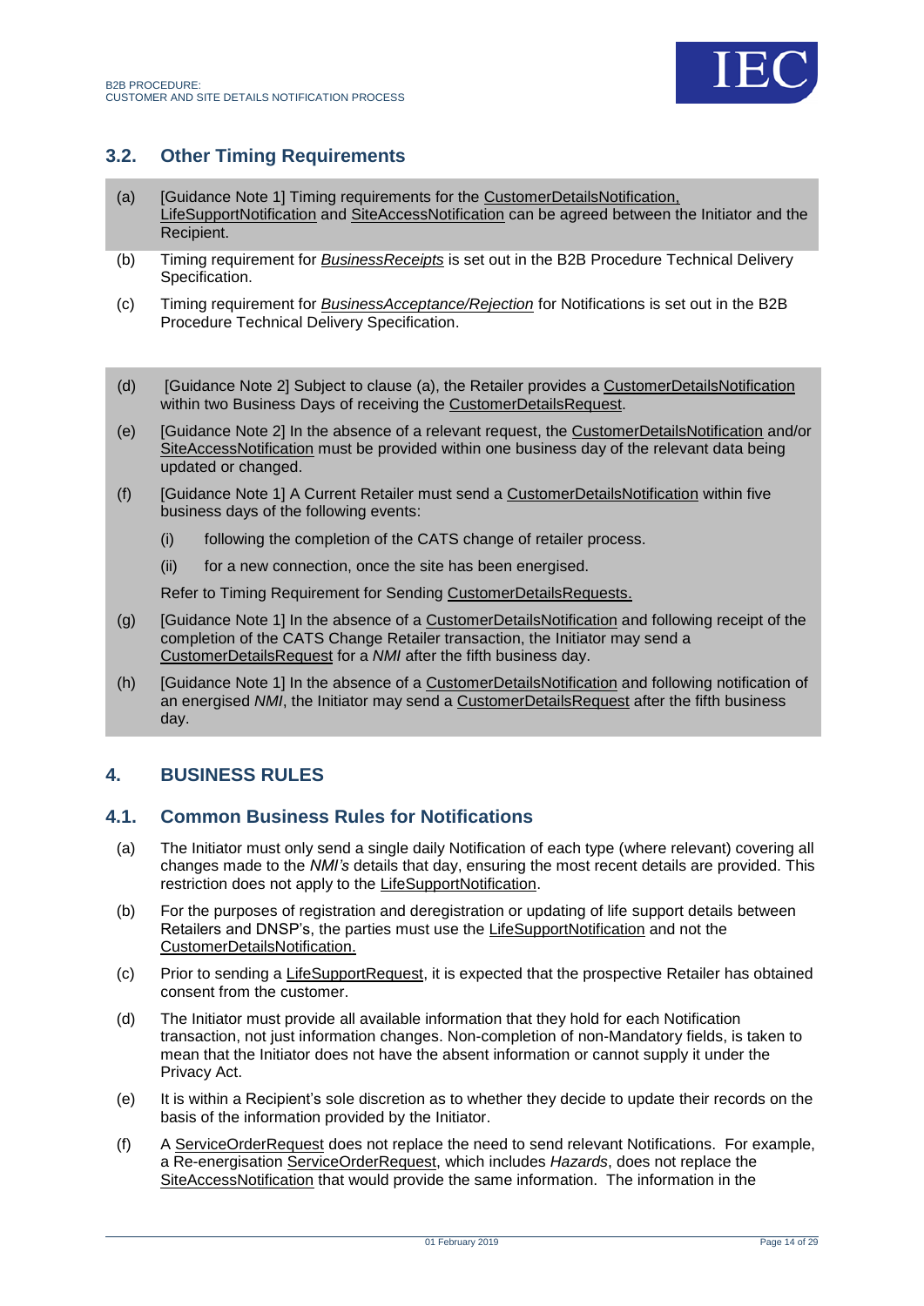## 3.2. Other Timing Requirements

(a) [Guidance Note 1] Timing requirements for the CustomerDetailsNotification, LifeSupportNotification and SiteAccessNotification can be agreed between the Initiator and the Recipient.

(b) Timing requirement for *BusinessReceipts* is set out in the B2B Procedure Technical Delivery Specification.

(c) Timing requirement for *BusinessAcceptance/Rejection* for Notifications is set out in the B2B Procedure Technical Delivery Specification.

(d) [Guidance Note 2] Subject to clause (a), the Retailer provides a CustomerDetailsNotification within two Business Days of receiving the CustomerDetailsRequest.

(e) [Guidance Note 2] In the absence of a relevant request, the CustomerDetailsNotification and/or SiteAccessNotification must be provided within one business day of the relevant data being updated or changed.

(f) [Guidance Note 1] A Current Retailer must send a CustomerDetailsNotification within five business days of the following events:

   (i) following the completion of the CATS change of retailer process.

   (ii) for a new connection, once the site has been energised.

   Refer to Timing Requirement for Sending CustomerDetailsRequests.

(g) [Guidance Note 1] In the absence of a CustomerDetailsNotification and following receipt of the completion of the CATS Change Retailer transaction, the Initiator may send a CustomerDetailsRequest for a *NMI* after the fifth business day.

(h) [Guidance Note 1] In the absence of a CustomerDetailsNotification and following notification of an energised *NMI*, the Initiator may send a CustomerDetailsRequest after the fifth business day.

# 4. BUSINESS RULES

## 4.1. Common Business Rules for Notifications

(a) The Initiator must only send a single daily Notification of each type (where relevant) covering all changes made to the *NMI's* details that day, ensuring the most recent details are provided. This restriction does not apply to the LifeSupportNotification.

(b) For the purposes of registration and deregistration or updating of life support details between Retailers and DNSP's, the parties must use the LifeSupportNotification and not the CustomerDetailsNotification.

(c) Prior to sending a LifeSupportRequest, it is expected that the prospective Retailer has obtained consent from the customer.

(d) The Initiator must provide all available information that they hold for each Notification transaction, not just information changes. Non-completion of non-Mandatory fields, is taken to mean that the Initiator does not have the absent information or cannot supply it under the Privacy Act.

(e) It is within a Recipient's sole discretion as to whether they decide to update their records on the basis of the information provided by the Initiator.

(f) A ServiceOrderRequest does not replace the need to send relevant Notifications. For example, a Re-energisation ServiceOrderRequest, which includes *Hazards*, does not replace the SiteAccessNotification that would provide the same information. The information in the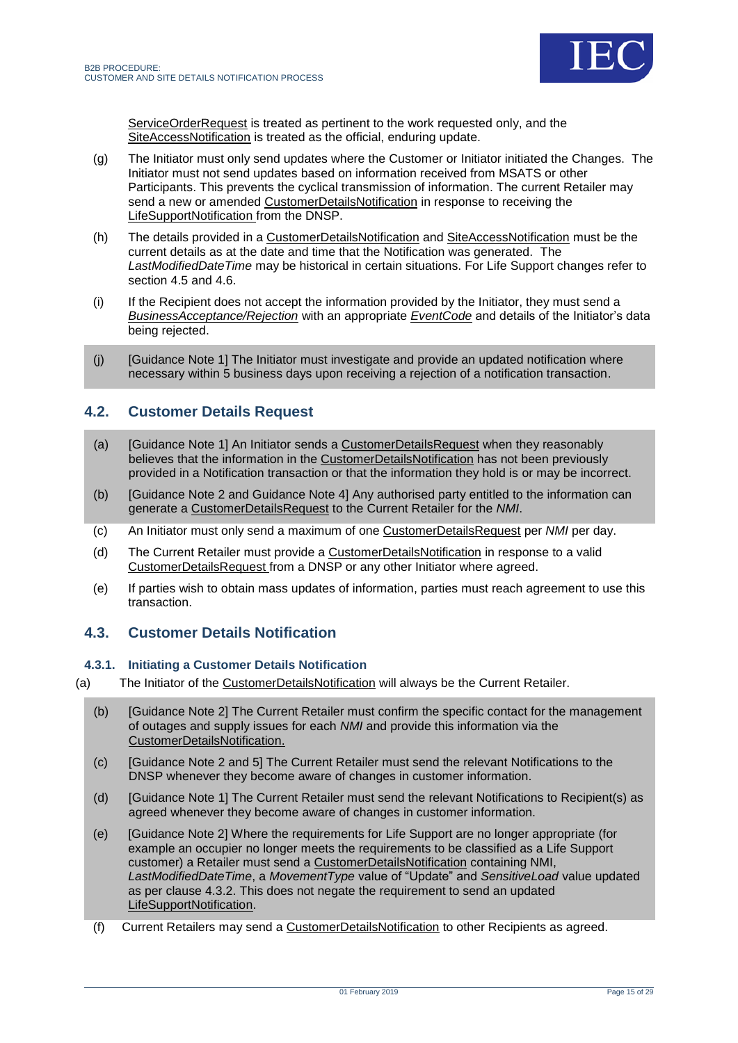ServiceOrderRequest is treated as pertinent to the work requested only, and the SiteAccessNotification is treated as the official, enduring update.

(g) The Initiator must only send updates where the Customer or Initiator initiated the Changes. The Initiator must not send updates based on information received from MSATS or other Participants. This prevents the cyclical transmission of information. The current Retailer may send a new or amended CustomerDetailsNotification in response to receiving the LifeSupportNotification from the DNSP.

(h) The details provided in a CustomerDetailsNotification and SiteAccessNotification must be the current details as at the date and time that the Notification was generated. The *LastModifiedDateTime* may be historical in certain situations. For Life Support changes refer to section 4.5 and 4.6.

(i) If the Recipient does not accept the information provided by the Initiator, they must send a *BusinessAcceptance/Rejection* with an appropriate *EventCode* and details of the Initiator's data being rejected.

(j) [Guidance Note 1] The Initiator must investigate and provide an updated notification where necessary within 5 business days upon receiving a rejection of a notification transaction.

## 4.2. Customer Details Request

(a) [Guidance Note 1] An Initiator sends a CustomerDetailsRequest when they reasonably believes that the information in the CustomerDetailsNotification has not been previously provided in a Notification transaction or that the information they hold is or may be incorrect.

(b) [Guidance Note 2 and Guidance Note 4] Any authorised party entitled to the information can generate a CustomerDetailsRequest to the Current Retailer for the *NMI*.

(c) An Initiator must only send a maximum of one CustomerDetailsRequest per *NMI* per day.

(d) The Current Retailer must provide a CustomerDetailsNotification in response to a valid CustomerDetailsRequest from a DNSP or any other Initiator where agreed.

(e) If parties wish to obtain mass updates of information, parties must reach agreement to use this transaction.

## 4.3. Customer Details Notification

### 4.3.1. Initiating a Customer Details Notification

(a) The Initiator of the CustomerDetailsNotification will always be the Current Retailer.

(b) [Guidance Note 2] The Current Retailer must confirm the specific contact for the management of outages and supply issues for each *NMI* and provide this information via the CustomerDetailsNotification.

(c) [Guidance Note 2 and 5] The Current Retailer must send the relevant Notifications to the DNSP whenever they become aware of changes in customer information.

(d) [Guidance Note 1] The Current Retailer must send the relevant Notifications to Recipient(s) as agreed whenever they become aware of changes in customer information.

(e) [Guidance Note 2] Where the requirements for Life Support are no longer appropriate (for example an occupier no longer meets the requirements to be classified as a Life Support customer) a Retailer must send a CustomerDetailsNotification containing NMI, *LastModifiedDateTime*, a *MovementType* value of "Update" and *SensitiveLoad* value updated as per clause 4.3.2. This does not negate the requirement to send an updated LifeSupportNotification.

(f) Current Retailers may send a CustomerDetailsNotification to other Recipients as agreed.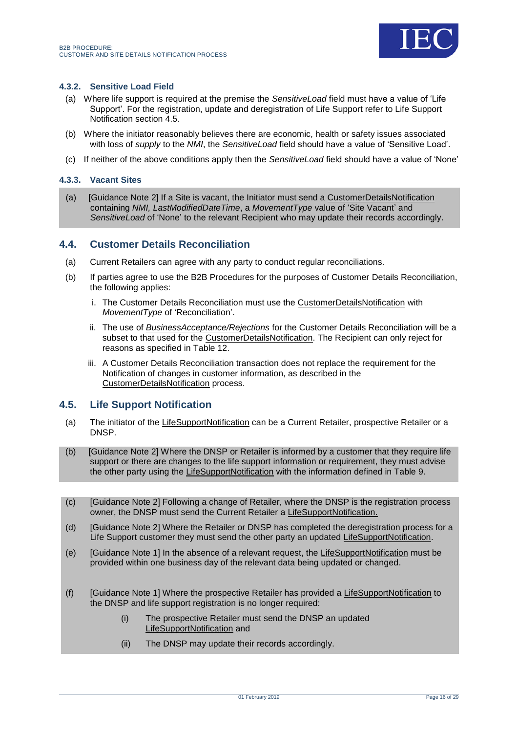#### 4.3.2. Sensitive Load Field

(a) Where life support is required at the premise the *SensitiveLoad* field must have a value of 'Life Support'. For the registration, update and deregistration of Life Support refer to Life Support Notification section 4.5.

(b) Where the initiator reasonably believes there are economic, health or safety issues associated with loss of *supply* to the *NMI*, the *SensitiveLoad* field should have a value of 'Sensitive Load'.

(c) If neither of the above conditions apply then the *SensitiveLoad* field should have a value of 'None'

#### 4.3.3. Vacant Sites

(a) [Guidance Note 2] If a Site is vacant, the Initiator must send a CustomerDetailsNotification containing *NMI, LastModifiedDateTime*, a *MovementType* value of 'Site Vacant' and *SensitiveLoad* of 'None' to the relevant Recipient who may update their records accordingly.

### 4.4. Customer Details Reconciliation

(a) Current Retailers can agree with any party to conduct regular reconciliations.

(b) If parties agree to use the B2B Procedures for the purposes of Customer Details Reconciliation, the following applies:

i. The Customer Details Reconciliation must use the CustomerDetailsNotification with *MovementType* of 'Reconciliation'.

ii. The use of *BusinessAcceptance/Rejections* for the Customer Details Reconciliation will be a subset to that used for the CustomerDetailsNotification. The Recipient can only reject for reasons as specified in Table 12.

iii. A Customer Details Reconciliation transaction does not replace the requirement for the Notification of changes in customer information, as described in the CustomerDetailsNotification process.

### 4.5. Life Support Notification

(a) The initiator of the LifeSupportNotification can be a Current Retailer, prospective Retailer or a DNSP.

(b) [Guidance Note 2] Where the DNSP or Retailer is informed by a customer that they require life support or there are changes to the life support information or requirement, they must advise the other party using the LifeSupportNotification with the information defined in Table 9.

(c) [Guidance Note 2] Following a change of Retailer, where the DNSP is the registration process owner, the DNSP must send the Current Retailer a LifeSupportNotification.

(d) [Guidance Note 2] Where the Retailer or DNSP has completed the deregistration process for a Life Support customer they must send the other party an updated LifeSupportNotification.

(e) [Guidance Note 1] In the absence of a relevant request, the LifeSupportNotification must be provided within one business day of the relevant data being updated or changed.

(f) [Guidance Note 1] Where the prospective Retailer has provided a LifeSupportNotification to the DNSP and life support registration is no longer required:

(i) The prospective Retailer must send the DNSP an updated LifeSupportNotification and

(ii) The DNSP may update their records accordingly.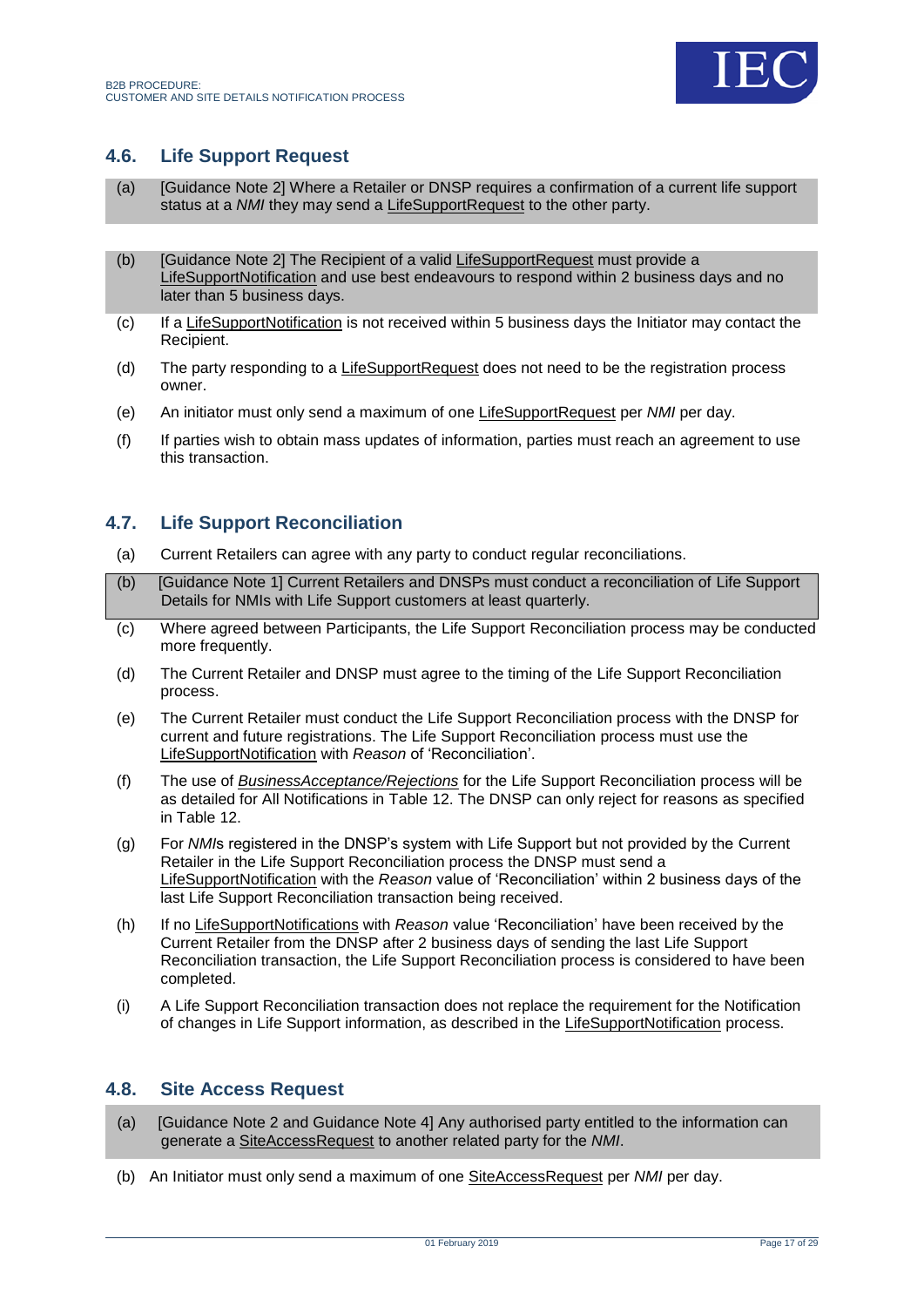## 4.6. Life Support Request

(a) [Guidance Note 2] Where a Retailer or DNSP requires a confirmation of a current life support status at a *NMI* they may send a LifeSupportRequest to the other party.

(b) [Guidance Note 2] The Recipient of a valid LifeSupportRequest must provide a LifeSupportNotification and use best endeavours to respond within 2 business days and no later than 5 business days.

(c) If a LifeSupportNotification is not received within 5 business days the Initiator may contact the Recipient.

(d) The party responding to a LifeSupportRequest does not need to be the registration process owner.

(e) An initiator must only send a maximum of one LifeSupportRequest per *NMI* per day.

(f) If parties wish to obtain mass updates of information, parties must reach an agreement to use this transaction.

## 4.7. Life Support Reconciliation

(a) Current Retailers can agree with any party to conduct regular reconciliations.

(b) [Guidance Note 1] Current Retailers and DNSPs must conduct a reconciliation of Life Support Details for NMIs with Life Support customers at least quarterly.

(c) Where agreed between Participants, the Life Support Reconciliation process may be conducted more frequently.

(d) The Current Retailer and DNSP must agree to the timing of the Life Support Reconciliation process.

(e) The Current Retailer must conduct the Life Support Reconciliation process with the DNSP for current and future registrations. The Life Support Reconciliation process must use the LifeSupportNotification with *Reason* of 'Reconciliation'.

(f) The use of ***BusinessAcceptance/Rejections*** for the Life Support Reconciliation process will be as detailed for All Notifications in Table 12. The DNSP can only reject for reasons as specified in Table 12.

(g) For *NMI*s registered in the DNSP's system with Life Support but not provided by the Current Retailer in the Life Support Reconciliation process the DNSP must send a LifeSupportNotification with the *Reason* value of 'Reconciliation' within 2 business days of the last Life Support Reconciliation transaction being received.

(h) If no LifeSupportNotifications with *Reason* value 'Reconciliation' have been received by the Current Retailer from the DNSP after 2 business days of sending the last Life Support Reconciliation transaction, the Life Support Reconciliation process is considered to have been completed.

(i) A Life Support Reconciliation transaction does not replace the requirement for the Notification of changes in Life Support information, as described in the LifeSupportNotification process.

## 4.8. Site Access Request

(a) [Guidance Note 2 and Guidance Note 4] Any authorised party entitled to the information can generate a SiteAccessRequest to another related party for the *NMI*.

(b) An Initiator must only send a maximum of one SiteAccessRequest per *NMI* per day.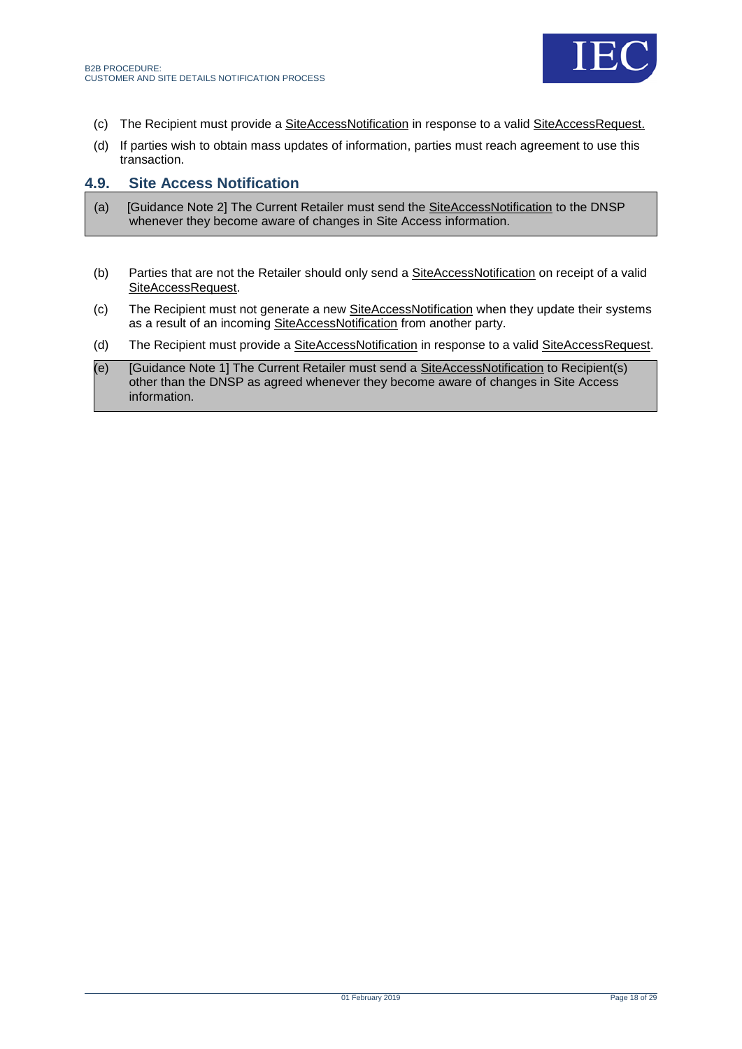(c) The Recipient must provide a SiteAccessNotification in response to a valid SiteAccessRequest.

(d) If parties wish to obtain mass updates of information, parties must reach agreement to use this transaction.

## 4.9. Site Access Notification

(a) [Guidance Note 2] The Current Retailer must send the SiteAccessNotification to the DNSP whenever they become aware of changes in Site Access information.

(b) Parties that are not the Retailer should only send a SiteAccessNotification on receipt of a valid SiteAccessRequest.

(c) The Recipient must not generate a new SiteAccessNotification when they update their systems as a result of an incoming SiteAccessNotification from another party.

(d) The Recipient must provide a SiteAccessNotification in response to a valid SiteAccessRequest.

(e) [Guidance Note 1] The Current Retailer must send a SiteAccessNotification to Recipient(s) other than the DNSP as agreed whenever they become aware of changes in Site Access information.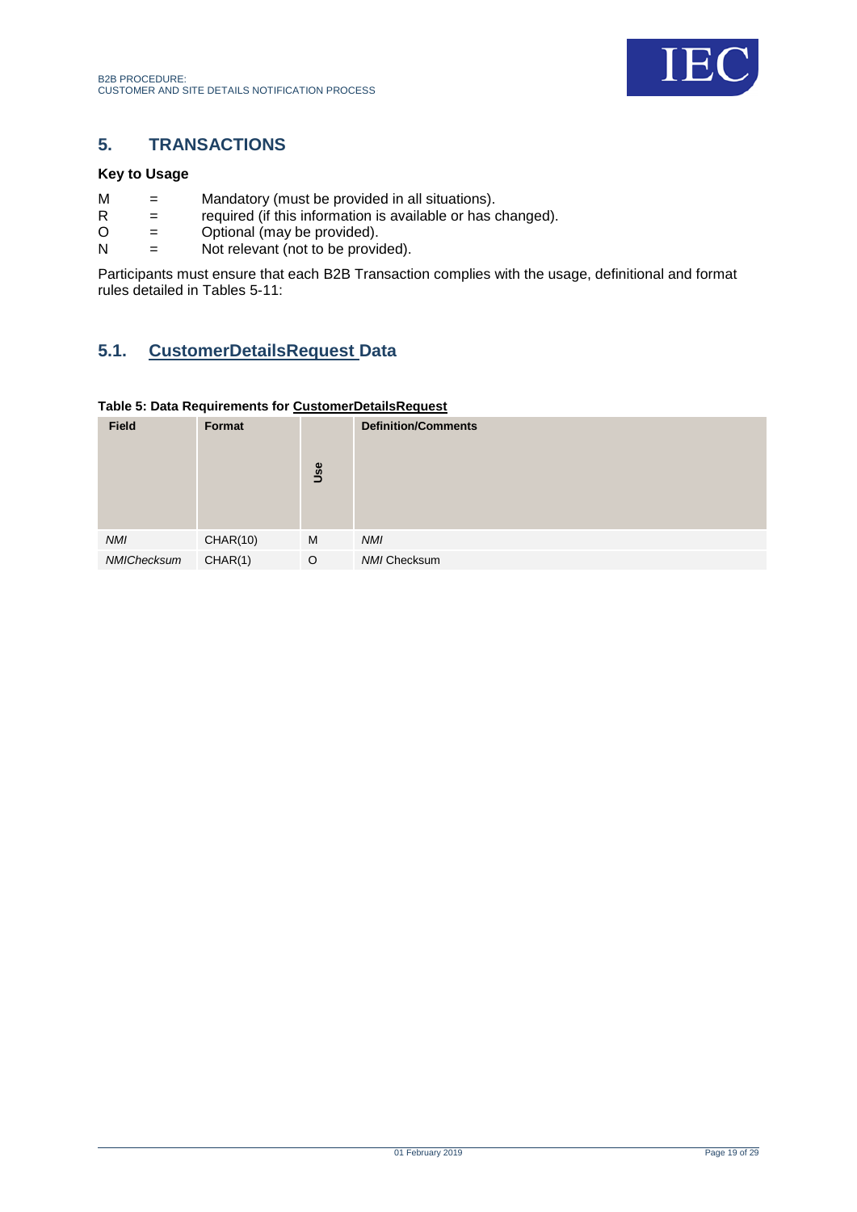## 5. TRANSACTIONS

### Key to Usage

M = Mandatory (must be provided in all situations).
R = required (if this information is available or has changed).
O = Optional (may be provided).
N = Not relevant (not to be provided).

Participants must ensure that each B2B Transaction complies with the usage, definitional and format rules detailed in Tables 5-11:

### 5.1. CustomerDetailsRequest Data

**Table 5: Data Requirements for CustomerDetailsRequest**

| Field | Format | Use | Definition/Comments |
|---|---|---|---|
| *NMI* | CHAR(10) | M | *NMI* |
| *NMIChecksum* | CHAR(1) | O | *NMI* Checksum |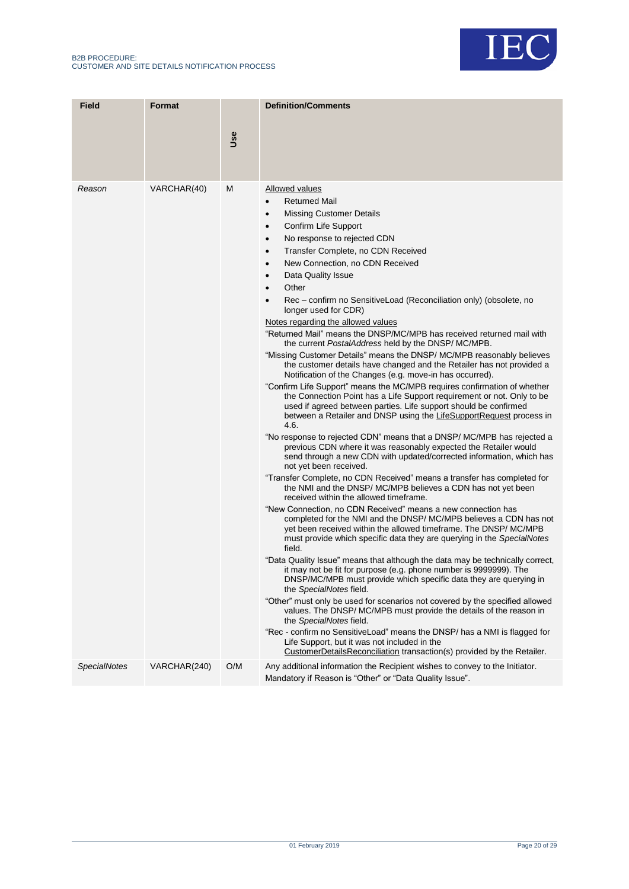| Field | Format | Use | Definition/Comments |
|---|---|---|---|
| *Reason* | VARCHAR(40) | M | Allowed values<br>• Returned Mail<br>• Missing Customer Details<br>• Confirm Life Support<br>• No response to rejected CDN<br>• Transfer Complete, no CDN Received<br>• New Connection, no CDN Received<br>• Data Quality Issue<br>• Other<br>• Rec – confirm no SensitiveLoad (Reconciliation only) (obsolete, no longer used for CDR)<br>Notes regarding the allowed values<br>"Returned Mail" means the DNSP/MC/MPB has received returned mail with the current *PostalAddress* held by the DNSP/ MC/MPB.<br>"Missing Customer Details" means the DNSP/ MC/MPB reasonably believes the customer details have changed and the Retailer has not provided a Notification of the Changes (e.g. move-in has occurred).<br>"Confirm Life Support" means the MC/MPB requires confirmation of whether the Connection Point has a Life Support requirement or not. Only to be used if agreed between parties. Life support should be confirmed between a Retailer and DNSP using the LifeSupportRequest process in 4.6.<br>"No response to rejected CDN" means that a DNSP/ MC/MPB has rejected a previous CDN where it was reasonably expected the Retailer would send through a new CDN with updated/corrected information, which has not yet been received.<br>"Transfer Complete, no CDN Received" means a transfer has completed for the NMI and the DNSP/ MC/MPB believes a CDN has not yet been received within the allowed timeframe.<br>"New Connection, no CDN Received" means a new connection has completed for the NMI and the DNSP/ MC/MPB believes a CDN has not yet been received within the allowed timeframe. The DNSP/ MC/MPB must provide which specific data they are querying in the *SpecialNotes* field.<br>"Data Quality Issue" means that although the data may be technically correct, it may not be fit for purpose (e.g. phone number is 9999999). The DNSP/MC/MPB must provide which specific data they are querying in the *SpecialNotes* field.<br>"Other" must only be used for scenarios not covered by the specified allowed values. The DNSP/ MC/MPB must provide the details of the reason in the *SpecialNotes* field.<br>"Rec - confirm no SensitiveLoad" means the DNSP/ has a NMI is flagged for Life Support, but it was not included in the CustomerDetailsReconciliation transaction(s) provided by the Retailer. |
| *SpecialNotes* | VARCHAR(240) | O/M | Any additional information the Recipient wishes to convey to the Initiator.<br>Mandatory if Reason is "Other" or "Data Quality Issue". |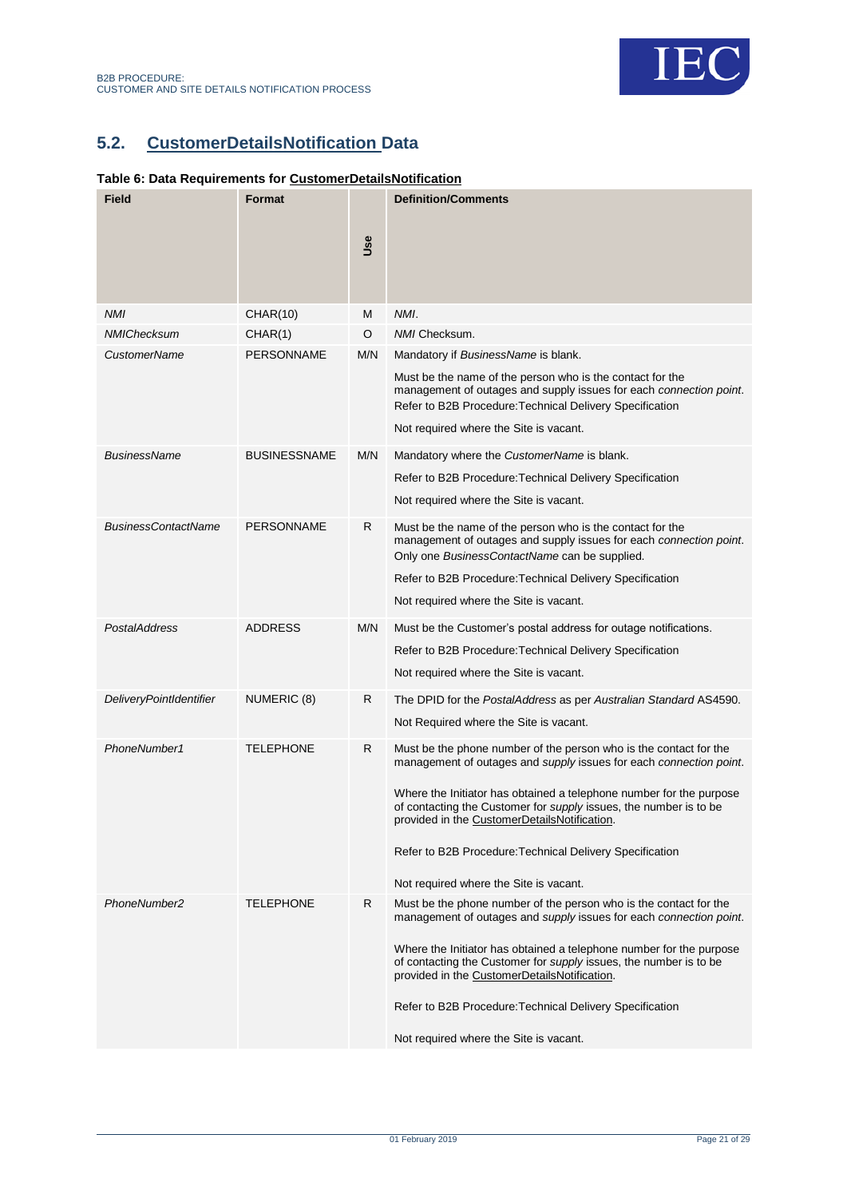## 5.2. CustomerDetailsNotification Data

**Table 6: Data Requirements for CustomerDetailsNotification**

| Field | Format | Use | Definition/Comments |
|---|---|---|---|
| *NMI* | CHAR(10) | M | *NMI*. |
| *NMIChecksum* | CHAR(1) | O | *NMI* Checksum. |
| *CustomerName* | PERSONNAME | M/N | Mandatory if *BusinessName* is blank.<br><br>Must be the name of the person who is the contact for the management of outages and supply issues for each *connection point*. Refer to B2B Procedure:Technical Delivery Specification<br><br>Not required where the Site is vacant. |
| *BusinessName* | BUSINESSNAME | M/N | Mandatory where the *CustomerName* is blank.<br><br>Refer to B2B Procedure:Technical Delivery Specification<br><br>Not required where the Site is vacant. |
| *BusinessContactName* | PERSONNAME | R | Must be the name of the person who is the contact for the management of outages and supply issues for each *connection point*. Only one *BusinessContactName* can be supplied.<br><br>Refer to B2B Procedure:Technical Delivery Specification<br><br>Not required where the Site is vacant. |
| *PostalAddress* | ADDRESS | M/N | Must be the Customer's postal address for outage notifications.<br><br>Refer to B2B Procedure:Technical Delivery Specification<br><br>Not required where the Site is vacant. |
| *DeliveryPointIdentifier* | NUMERIC (8) | R | The DPID for the *PostalAddress* as per *Australian Standard* AS4590.<br><br>Not Required where the Site is vacant. |
| *PhoneNumber1* | TELEPHONE | R | Must be the phone number of the person who is the contact for the management of outages and *supply* issues for each *connection point*.<br><br>Where the Initiator has obtained a telephone number for the purpose of contacting the Customer for *supply* issues, the number is to be provided in the CustomerDetailsNotification.<br><br>Refer to B2B Procedure:Technical Delivery Specification<br><br>Not required where the Site is vacant. |
| *PhoneNumber2* | TELEPHONE | R | Must be the phone number of the person who is the contact for the management of outages and *supply* issues for each *connection point*.<br><br>Where the Initiator has obtained a telephone number for the purpose of contacting the Customer for *supply* issues, the number is to be provided in the CustomerDetailsNotification.<br><br>Refer to B2B Procedure:Technical Delivery Specification<br><br>Not required where the Site is vacant. |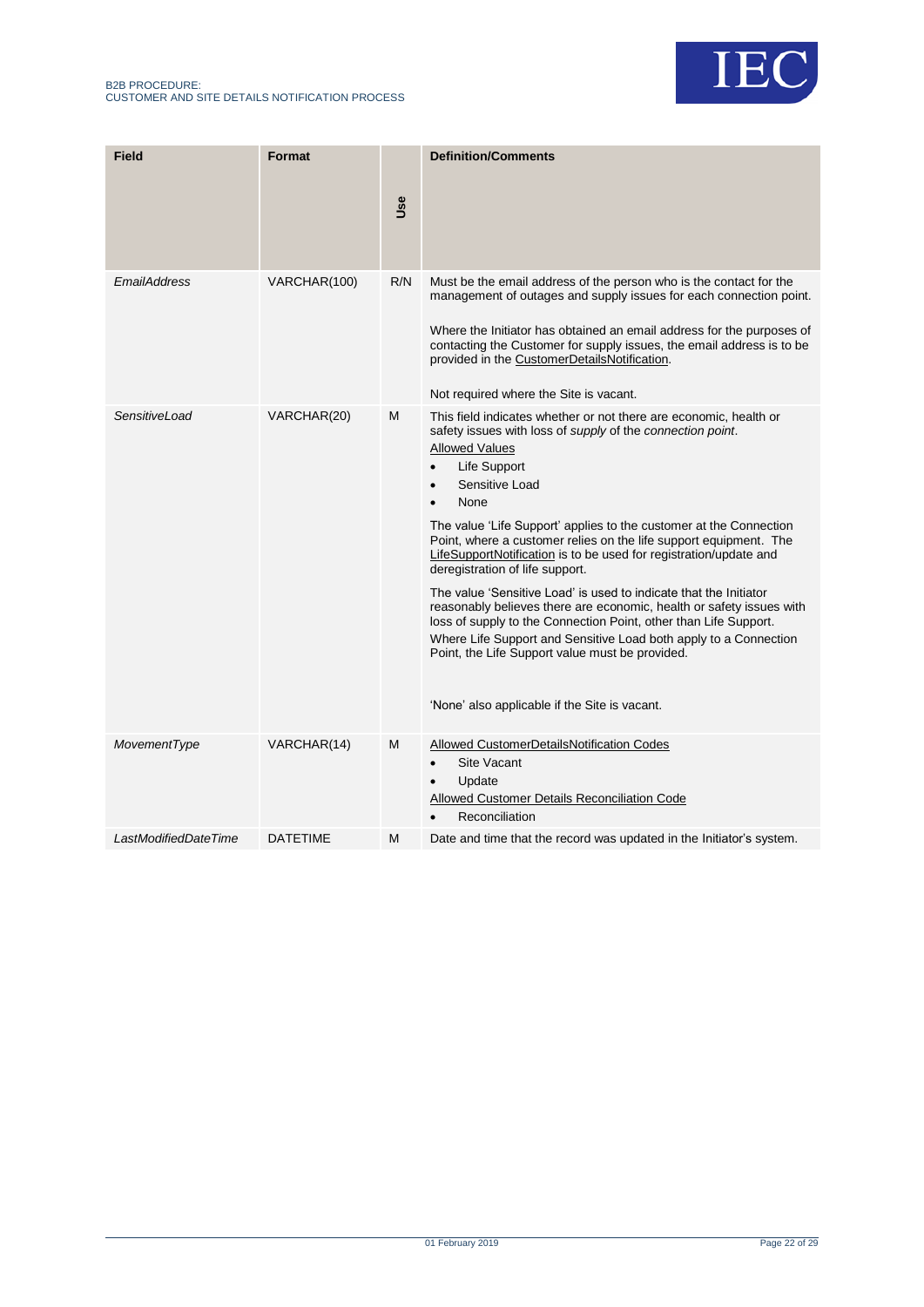| Field | Format | Use | Definition/Comments |
|---|---|---|---|
| *EmailAddress* | VARCHAR(100) | R/N | Must be the email address of the person who is the contact for the management of outages and supply issues for each connection point.<br><br>Where the Initiator has obtained an email address for the purposes of contacting the Customer for supply issues, the email address is to be provided in the CustomerDetailsNotification.<br><br>Not required where the Site is vacant. |
| *SensitiveLoad* | VARCHAR(20) | M | This field indicates whether or not there are economic, health or safety issues with loss of *supply* of the *connection point*.<br>Allowed Values<br>• Life Support<br>• Sensitive Load<br>• None<br><br>The value 'Life Support' applies to the customer at the Connection Point, where a customer relies on the life support equipment. The LifeSupportNotification is to be used for registration/update and deregistration of life support.<br><br>The value 'Sensitive Load' is used to indicate that the Initiator reasonably believes there are economic, health or safety issues with loss of supply to the Connection Point, other than Life Support. Where Life Support and Sensitive Load both apply to a Connection Point, the Life Support value must be provided.<br><br>'None' also applicable if the Site is vacant. |
| *MovementType* | VARCHAR(14) | M | Allowed CustomerDetailsNotification Codes<br>• Site Vacant<br>• Update<br>Allowed Customer Details Reconciliation Code<br>• Reconciliation |
| *LastModifiedDateTime* | DATETIME | M | Date and time that the record was updated in the Initiator's system. |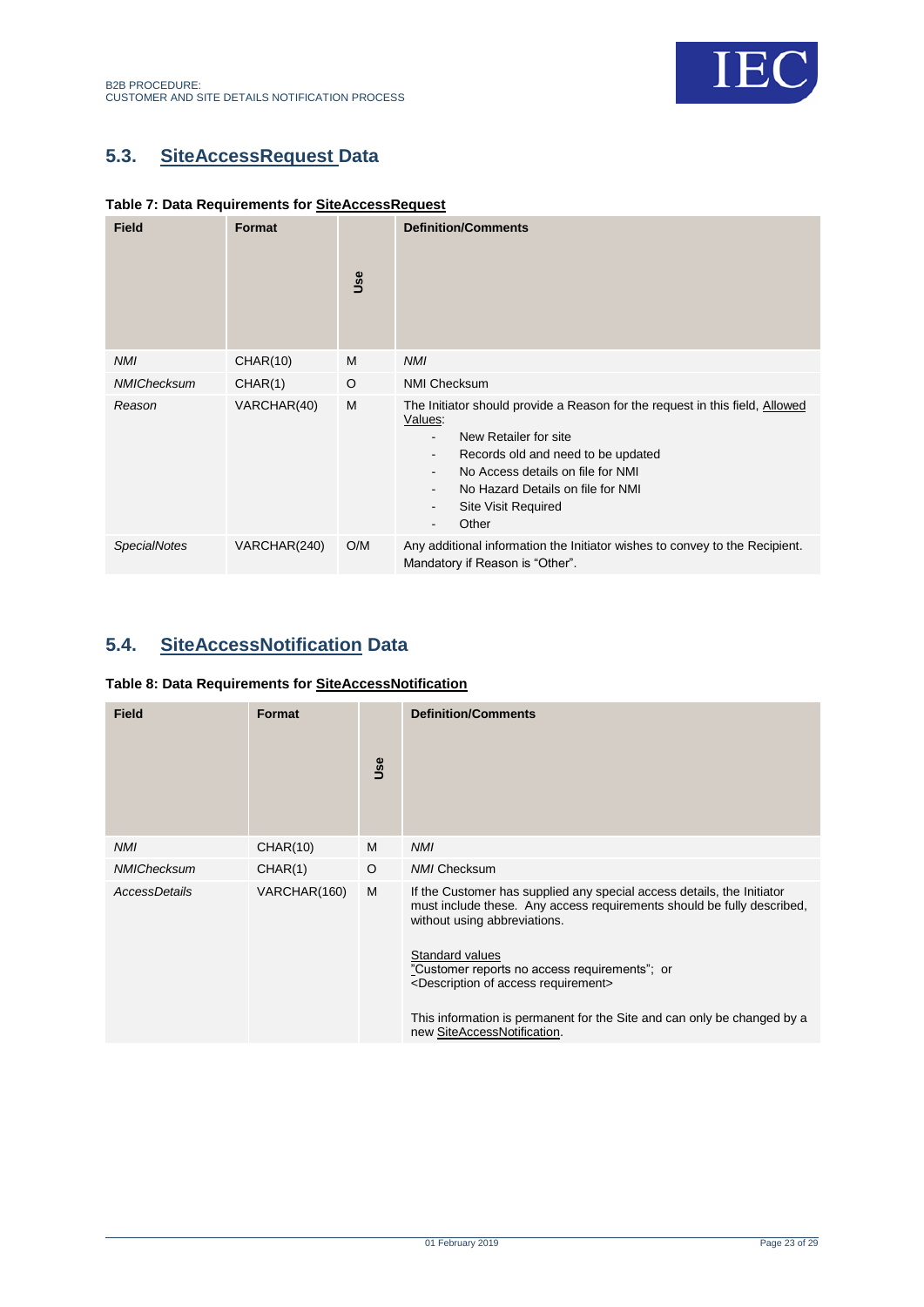## 5.3. SiteAccessRequest Data

**Table 7: Data Requirements for SiteAccessRequest**

| Field | Format | Use | Definition/Comments |
|---|---|---|---|
| *NMI* | CHAR(10) | M | *NMI* |
| *NMIChecksum* | CHAR(1) | O | NMI Checksum |
| *Reason* | VARCHAR(40) | M | The Initiator should provide a Reason for the request in this field, Allowed Values:<br>- New Retailer for site<br>- Records old and need to be updated<br>- No Access details on file for NMI<br>- No Hazard Details on file for NMI<br>- Site Visit Required<br>- Other |
| *SpecialNotes* | VARCHAR(240) | O/M | Any additional information the Initiator wishes to convey to the Recipient. Mandatory if Reason is "Other". |

## 5.4. SiteAccessNotification Data

**Table 8: Data Requirements for SiteAccessNotification**

| Field | Format | Use | Definition/Comments |
|---|---|---|---|
| *NMI* | CHAR(10) | M | *NMI* |
| *NMIChecksum* | CHAR(1) | O | *NMI* Checksum |
| *AccessDetails* | VARCHAR(160) | M | If the Customer has supplied any special access details, the Initiator must include these. Any access requirements should be fully described, without using abbreviations.<br><br>Standard values<br>"Customer reports no access requirements"; or<br><Description of access requirement><br><br>This information is permanent for the Site and can only be changed by a new SiteAccessNotification. |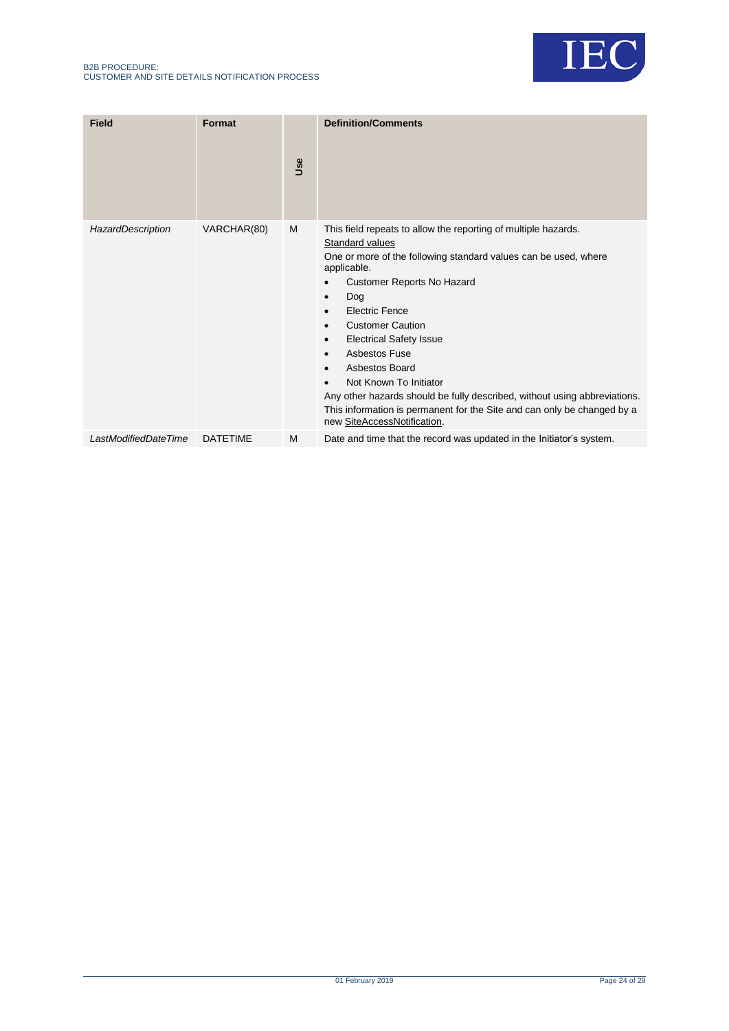| Field | Format | Use | Definition/Comments |
|---|---|---|---|
| *HazardDescription* | VARCHAR(80) | M | This field repeats to allow the reporting of multiple hazards.<br>Standard values<br>One or more of the following standard values can be used, where applicable.<br>• Customer Reports No Hazard<br>• Dog<br>• Electric Fence<br>• Customer Caution<br>• Electrical Safety Issue<br>• Asbestos Fuse<br>• Asbestos Board<br>• Not Known To Initiator<br>Any other hazards should be fully described, without using abbreviations.<br>This information is permanent for the Site and can only be changed by a new SiteAccessNotification. |
| *LastModifiedDateTime* | DATETIME | M | Date and time that the record was updated in the Initiator's system. |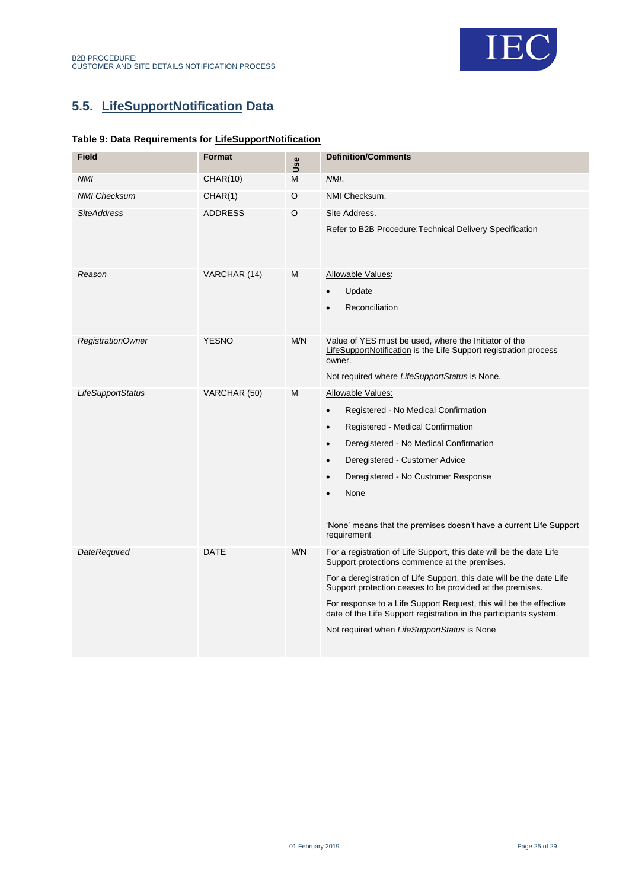## 5.5. LifeSupportNotification Data

**Table 9: Data Requirements for LifeSupportNotification**

| Field | Format | Use | Definition/Comments |
|---|---|---|---|
| *NMI* | CHAR(10) | M | *NMI*. |
| *NMI Checksum* | CHAR(1) | O | NMI Checksum. |
| *SiteAddress* | ADDRESS | O | Site Address.<br><br>Refer to B2B Procedure:Technical Delivery Specification |
| *Reason* | VARCHAR (14) | M | Allowable Values:<br>• Update<br>• Reconciliation |
| *RegistrationOwner* | YESNO | M/N | Value of YES must be used, where the Initiator of the LifeSupportNotification is the Life Support registration process owner.<br><br>Not required where *LifeSupportStatus* is None. |
| *LifeSupportStatus* | VARCHAR (50) | M | Allowable Values:<br>• Registered - No Medical Confirmation<br>• Registered - Medical Confirmation<br>• Deregistered - No Medical Confirmation<br>• Deregistered - Customer Advice<br>• Deregistered - No Customer Response<br>• None<br><br>'None' means that the premises doesn't have a current Life Support requirement |
| *DateRequired* | DATE | M/N | For a registration of Life Support, this date will be the date Life Support protections commence at the premises.<br><br>For a deregistration of Life Support, this date will be the date Life Support protection ceases to be provided at the premises.<br><br>For response to a Life Support Request, this will be the effective date of the Life Support registration in the participants system.<br><br>Not required when *LifeSupportStatus* is None |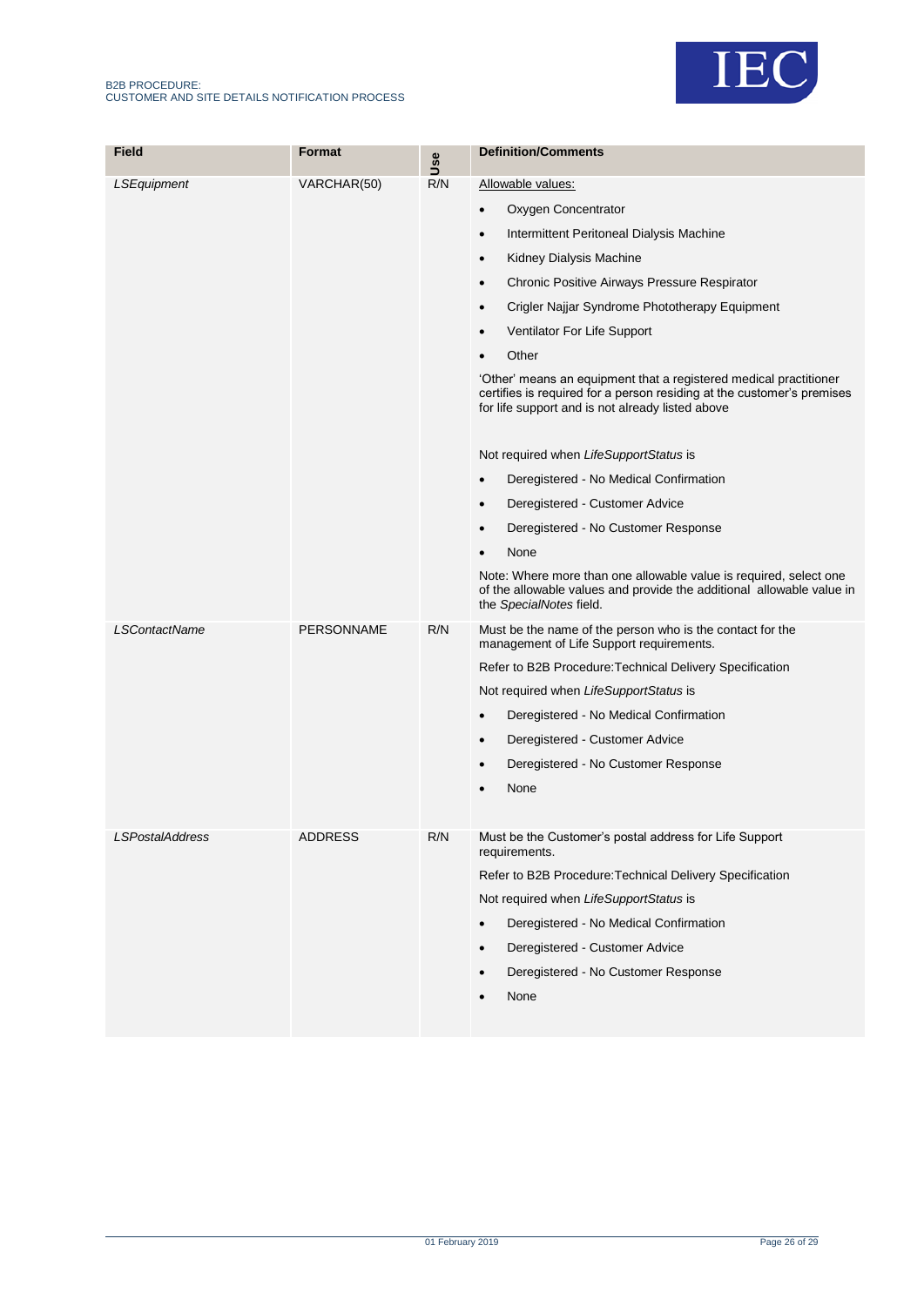| Field | Format | Use | Definition/Comments |
|---|---|---|---|
| *LSEquipment* | VARCHAR(50) | R/N | Allowable values:<br>• Oxygen Concentrator<br>• Intermittent Peritoneal Dialysis Machine<br>• Kidney Dialysis Machine<br>• Chronic Positive Airways Pressure Respirator<br>• Crigler Najjar Syndrome Phototherapy Equipment<br>• Ventilator For Life Support<br>• Other<br>'Other' means an equipment that a registered medical practitioner certifies is required for a person residing at the customer's premises for life support and is not already listed above<br><br>Not required when *LifeSupportStatus* is<br>• Deregistered - No Medical Confirmation<br>• Deregistered - Customer Advice<br>• Deregistered - No Customer Response<br>• None<br>Note: Where more than one allowable value is required, select one of the allowable values and provide the additional allowable value in the *SpecialNotes* field. |
| *LSContactName* | PERSONNAME | R/N | Must be the name of the person who is the contact for the management of Life Support requirements.<br>Refer to B2B Procedure:Technical Delivery Specification<br>Not required when *LifeSupportStatus* is<br>• Deregistered - No Medical Confirmation<br>• Deregistered - Customer Advice<br>• Deregistered - No Customer Response<br>• None |
| *LSPostalAddress* | ADDRESS | R/N | Must be the Customer's postal address for Life Support requirements.<br>Refer to B2B Procedure:Technical Delivery Specification<br>Not required when *LifeSupportStatus* is<br>• Deregistered - No Medical Confirmation<br>• Deregistered - Customer Advice<br>• Deregistered - No Customer Response<br>• None |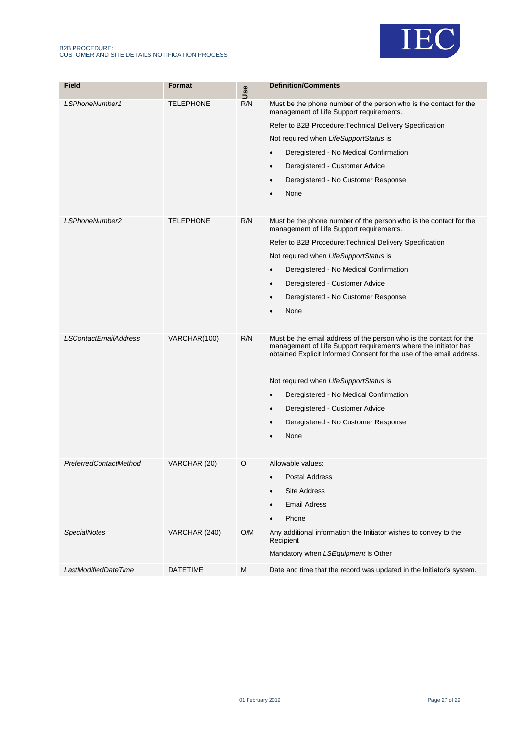| Field | Format | Use | Definition/Comments |
|---|---|---|---|
| *LSPhoneNumber1* | TELEPHONE | R/N | Must be the phone number of the person who is the contact for the management of Life Support requirements.<br>Refer to B2B Procedure:Technical Delivery Specification<br>Not required when *LifeSupportStatus* is<br>• Deregistered - No Medical Confirmation<br>• Deregistered - Customer Advice<br>• Deregistered - No Customer Response<br>• None |
| *LSPhoneNumber2* | TELEPHONE | R/N | Must be the phone number of the person who is the contact for the management of Life Support requirements.<br>Refer to B2B Procedure:Technical Delivery Specification<br>Not required when *LifeSupportStatus* is<br>• Deregistered - No Medical Confirmation<br>• Deregistered - Customer Advice<br>• Deregistered - No Customer Response<br>• None |
| *LSContactEmailAddress* | VARCHAR(100) | R/N | Must be the email address of the person who is the contact for the management of Life Support requirements where the initiator has obtained Explicit Informed Consent for the use of the email address.<br>Not required when *LifeSupportStatus* is<br>• Deregistered - No Medical Confirmation<br>• Deregistered - Customer Advice<br>• Deregistered - No Customer Response<br>• None |
| *PreferredContactMethod* | VARCHAR (20) | O | Allowable values:<br>• Postal Address<br>• Site Address<br>• Email Adress<br>• Phone |
| *SpecialNotes* | VARCHAR (240) | O/M | Any additional information the Initiator wishes to convey to the Recipient<br>Mandatory when *LSEquipment* is Other |
| *LastModifiedDateTime* | DATETIME | M | Date and time that the record was updated in the Initiator's system. |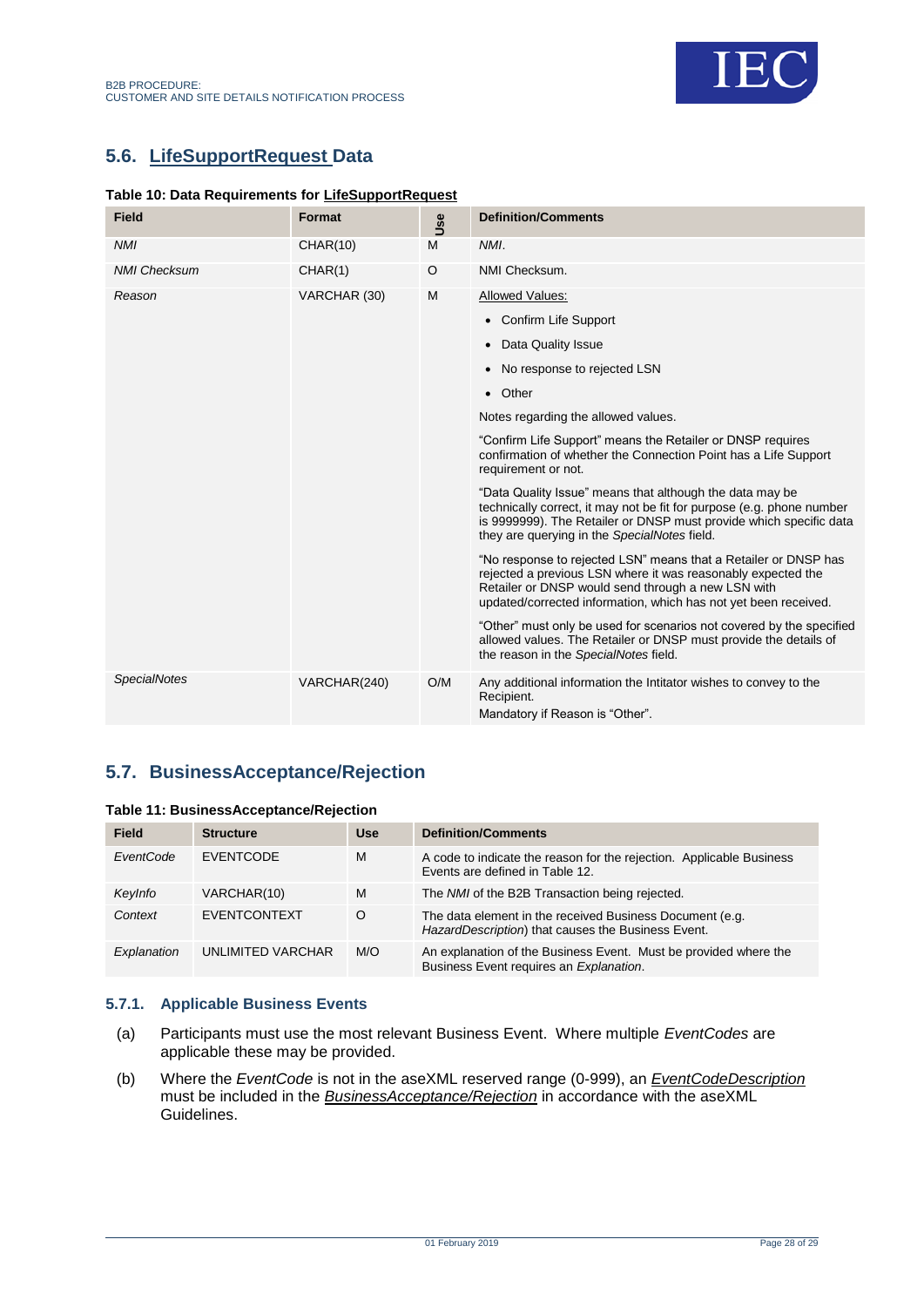## 5.6. LifeSupportRequest Data

**Table 10: Data Requirements for LifeSupportRequest**

| Field | Format | Use | Definition/Comments |
|---|---|---|---|
| *NMI* | CHAR(10) | M | *NMI*. |
| *NMI Checksum* | CHAR(1) | O | NMI Checksum. |
| *Reason* | VARCHAR (30) | M | Allowed Values:<br>• Confirm Life Support<br>• Data Quality Issue<br>• No response to rejected LSN<br>• Other<br>Notes regarding the allowed values.<br>"Confirm Life Support" means the Retailer or DNSP requires confirmation of whether the Connection Point has a Life Support requirement or not.<br>"Data Quality Issue" means that although the data may be technically correct, it may not be fit for purpose (e.g. phone number is 9999999). The Retailer or DNSP must provide which specific data they are querying in the *SpecialNotes* field.<br>"No response to rejected LSN" means that a Retailer or DNSP has rejected a previous LSN where it was reasonably expected the Retailer or DNSP would send through a new LSN with updated/corrected information, which has not yet been received.<br>"Other" must only be used for scenarios not covered by the specified allowed values. The Retailer or DNSP must provide the details of the reason in the *SpecialNotes* field. |
| *SpecialNotes* | VARCHAR(240) | O/M | Any additional information the Intitator wishes to convey to the Recipient.<br>Mandatory if Reason is "Other". |

## 5.7. BusinessAcceptance/Rejection

**Table 11: BusinessAcceptance/Rejection**

| Field | Structure | Use | Definition/Comments |
|---|---|---|---|
| *EventCode* | EVENTCODE | M | A code to indicate the reason for the rejection. Applicable Business Events are defined in Table 12. |
| *KeyInfo* | VARCHAR(10) | M | The *NMI* of the B2B Transaction being rejected. |
| *Context* | EVENTCONTEXT | O | The data element in the received Business Document (e.g. *HazardDescription*) that causes the Business Event. |
| *Explanation* | UNLIMITED VARCHAR | M/O | An explanation of the Business Event. Must be provided where the Business Event requires an *Explanation*. |

### 5.7.1. Applicable Business Events

(a) Participants must use the most relevant Business Event. Where multiple *EventCodes* are applicable these may be provided.

(b) Where the *EventCode* is not in the aseXML reserved range (0-999), an *EventCodeDescription* must be included in the *BusinessAcceptance/Rejection* in accordance with the aseXML Guidelines.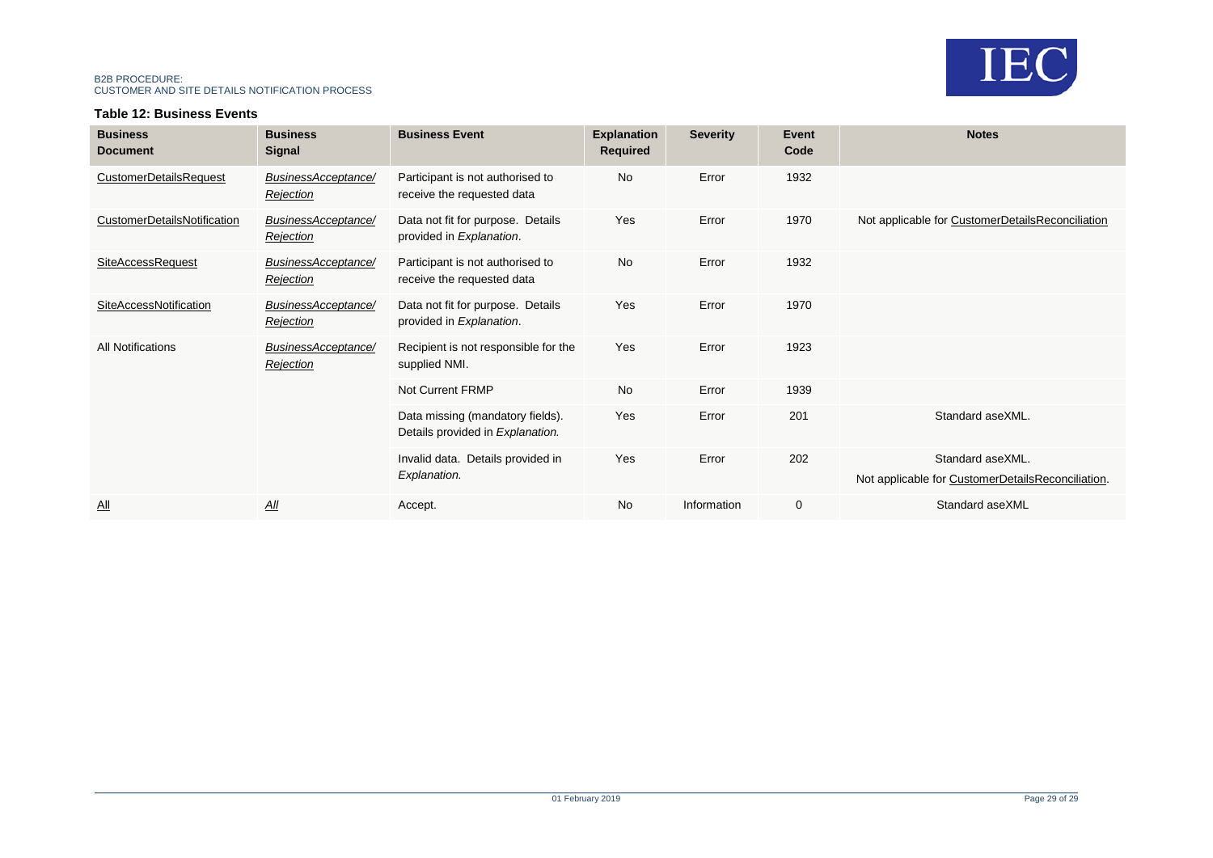**Table 12: Business Events**

| Business Document | Business Signal | Business Event | Explanation Required | Severity | Event Code | Notes |
|---|---|---|---|---|---|---|
| CustomerDetailsRequest | *BusinessAcceptance/ Rejection* | Participant is not authorised to receive the requested data | No | Error | 1932 | |
| CustomerDetailsNotification | *BusinessAcceptance/ Rejection* | Data not fit for purpose. Details provided in *Explanation*. | Yes | Error | 1970 | Not applicable for CustomerDetailsReconciliation |
| SiteAccessRequest | *BusinessAcceptance/ Rejection* | Participant is not authorised to receive the requested data | No | Error | 1932 | |
| SiteAccessNotification | *BusinessAcceptance/ Rejection* | Data not fit for purpose. Details provided in *Explanation*. | Yes | Error | 1970 | |
| All Notifications | *BusinessAcceptance/ Rejection* | Recipient is not responsible for the supplied NMI. | Yes | Error | 1923 | |
| | | Not Current FRMP | No | Error | 1939 | |
| | | Data missing (mandatory fields). Details provided in *Explanation.* | Yes | Error | 201 | Standard aseXML. |
| | | Invalid data. Details provided in *Explanation.* | Yes | Error | 202 | Standard aseXML. Not applicable for CustomerDetailsReconciliation. |
| All | *All* | Accept. | No | Information | 0 | Standard aseXML |